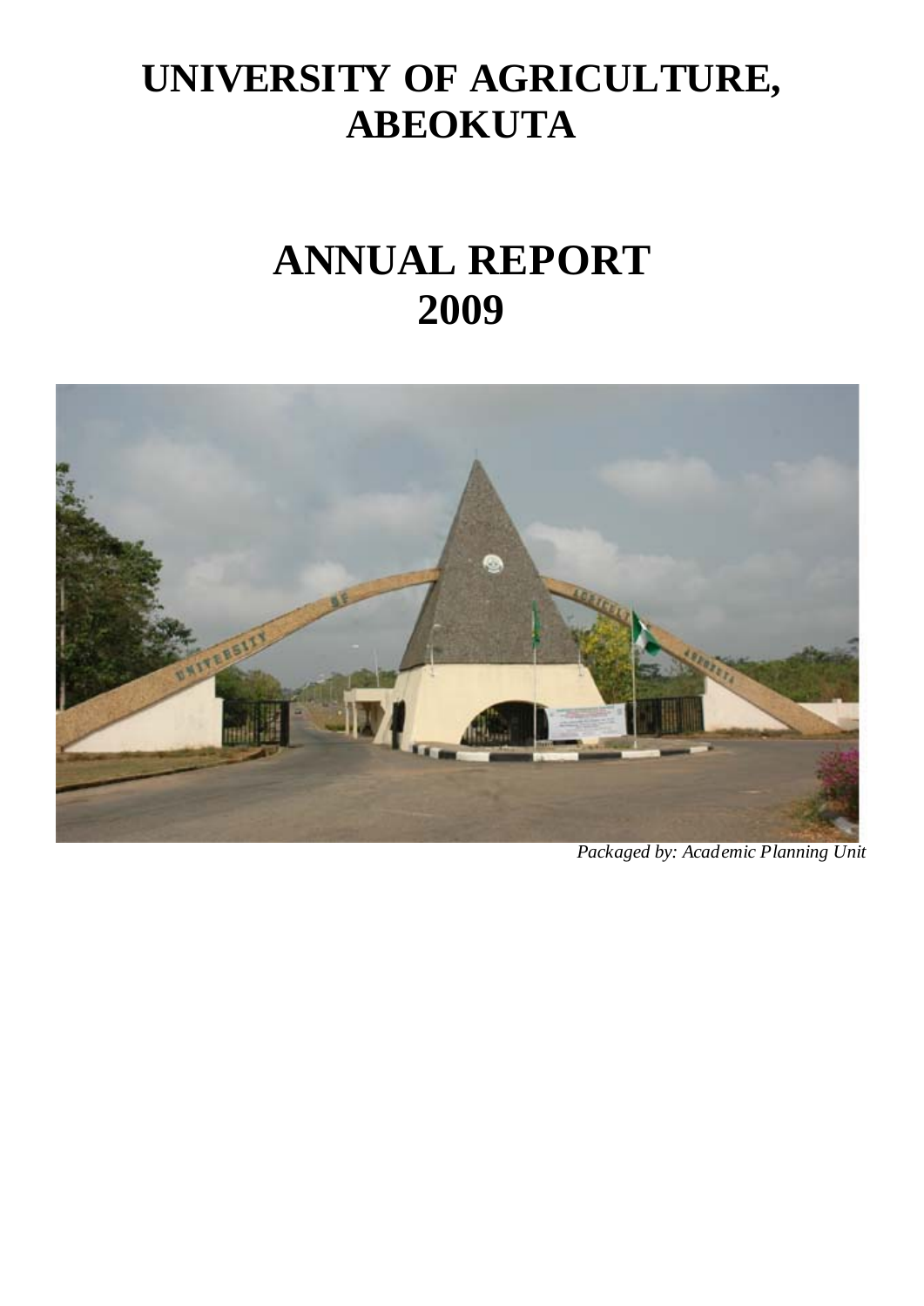# UNIVERSITY OF AGRICULTURE, ABEOKUTA

# ANNUAL REPORT 2009

*Packaged by: Academic Planning Unit*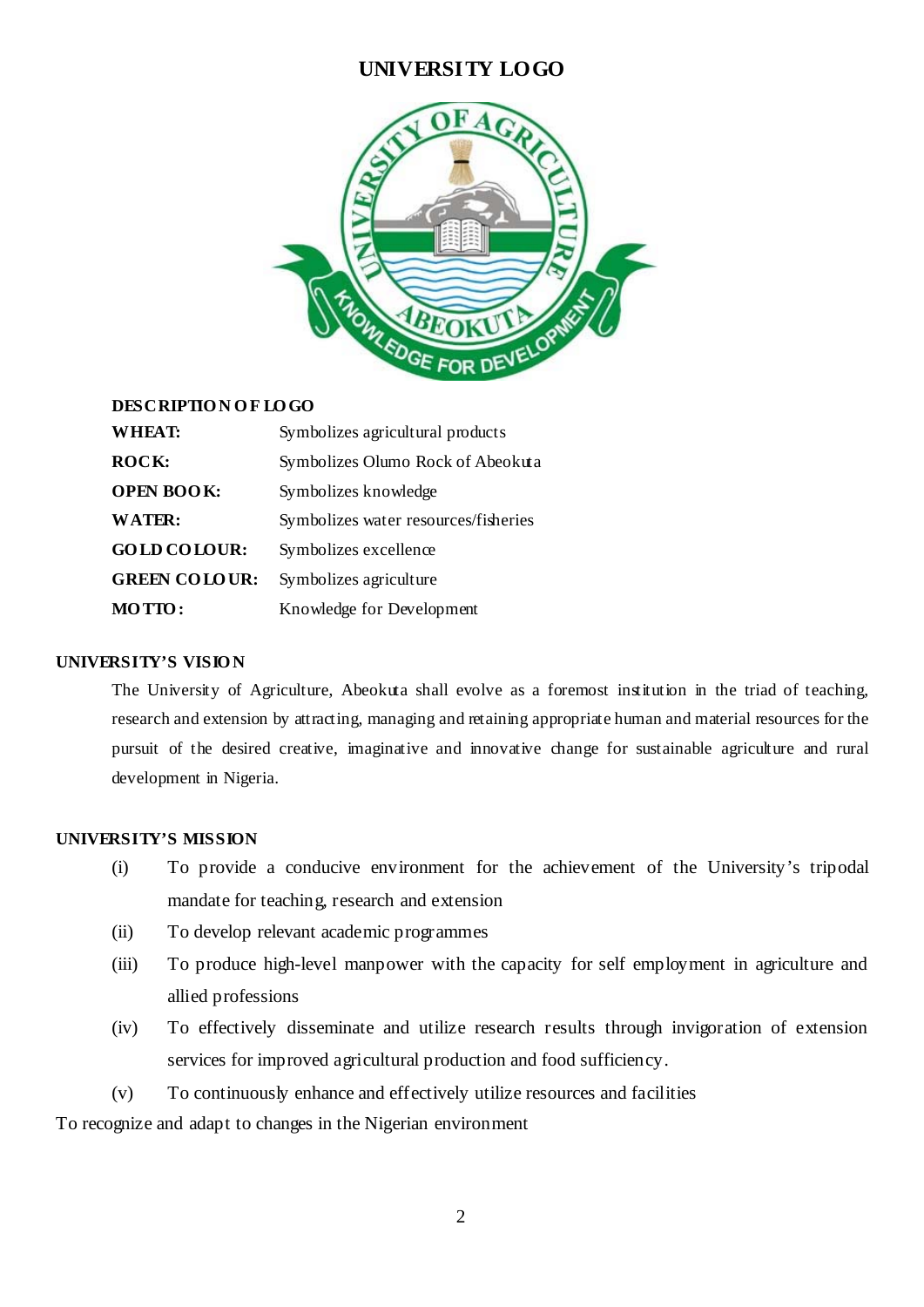## UNIVERSITY LOGO

**DESCRIPTION OF LOGO**

| | |
|---|---|
| **WHEAT:** | Symbolizes agricultural products |
| **ROCK:** | Symbolizes Olumo Rock of Abeokuta |
| **OPEN BOOK:** | Symbolizes knowledge |
| **WATER:** | Symbolizes water resources/fisheries |
| **GOLD COLOUR:** | Symbolizes excellence |
| **GREEN COLOUR:** | Symbolizes agriculture |
| **MOTTO:** | Knowledge for Development |

**UNIVERSITY'S VISION**

The University of Agriculture, Abeokuta shall evolve as a foremost institution in the triad of teaching, research and extension by attracting, managing and retaining appropriate human and material resources for the pursuit of the desired creative, imaginative and innovative change for sustainable agriculture and rural development in Nigeria.

**UNIVERSITY'S MISSION**

(i) To provide a conducive environment for the achievement of the University's tripodal mandate for teaching, research and extension

(ii) To develop relevant academic programmes

(iii) To produce high-level manpower with the capacity for self employment in agriculture and allied professions

(iv) To effectively disseminate and utilize research results through invigoration of extension services for improved agricultural production and food sufficiency.

(v) To continuously enhance and effectively utilize resources and facilities

To recognize and adapt to changes in the Nigerian environment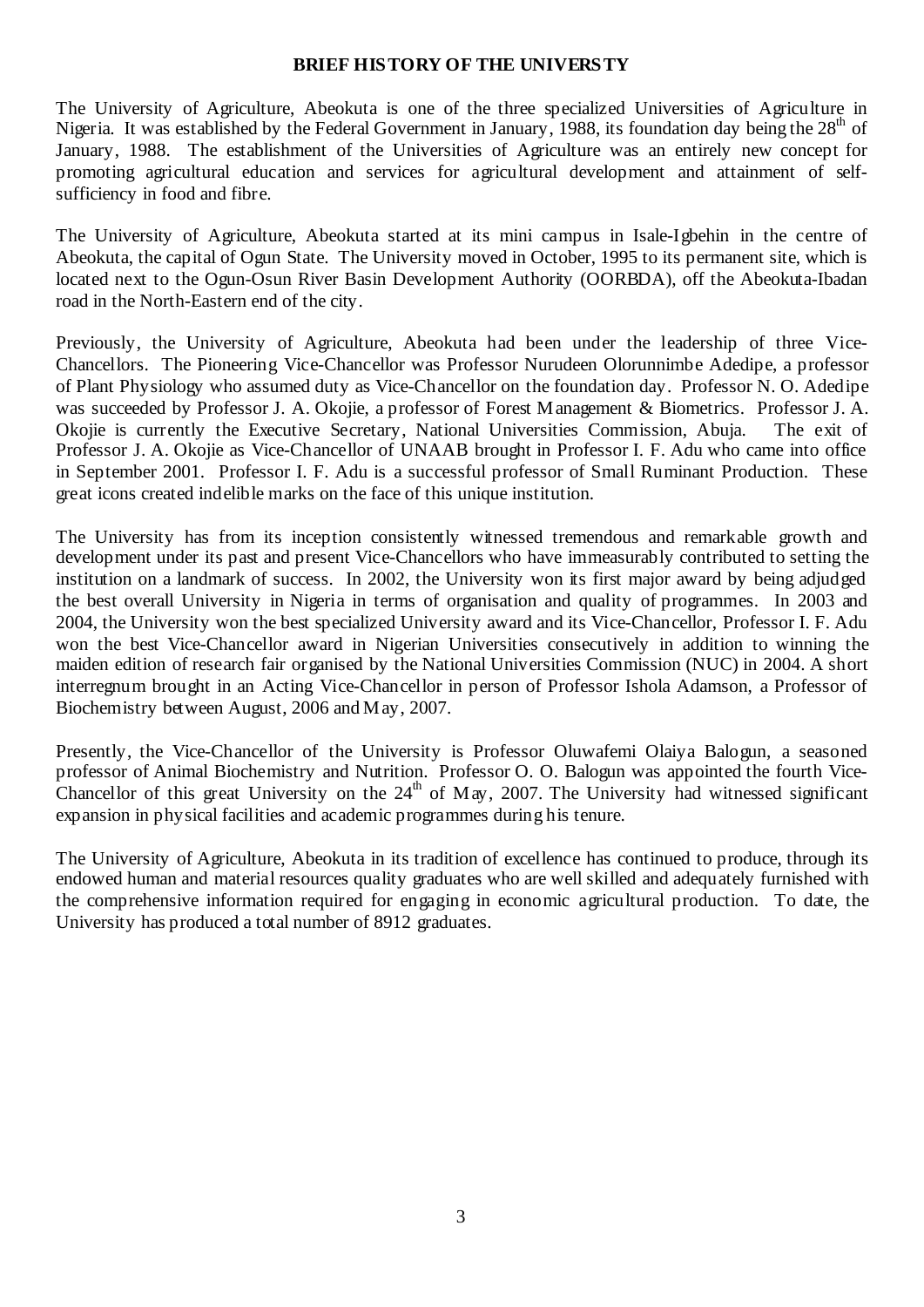## BRIEF HISTORY OF THE UNIVERSTY

The University of Agriculture, Abeokuta is one of the three specialized Universities of Agriculture in Nigeria. It was established by the Federal Government in January, 1988, its foundation day being the 28th of January, 1988. The establishment of the Universities of Agriculture was an entirely new concept for promoting agricultural education and services for agricultural development and attainment of self-sufficiency in food and fibre.

The University of Agriculture, Abeokuta started at its mini campus in Isale-Igbehin in the centre of Abeokuta, the capital of Ogun State. The University moved in October, 1995 to its permanent site, which is located next to the Ogun-Osun River Basin Development Authority (OORBDA), off the Abeokuta-Ibadan road in the North-Eastern end of the city.

Previously, the University of Agriculture, Abeokuta had been under the leadership of three Vice-Chancellors. The Pioneering Vice-Chancellor was Professor Nurudeen Olorunnimbe Adedipe, a professor of Plant Physiology who assumed duty as Vice-Chancellor on the foundation day. Professor N. O. Adedipe was succeeded by Professor J. A. Okojie, a professor of Forest Management & Biometrics. Professor J. A. Okojie is currently the Executive Secretary, National Universities Commission, Abuja. The exit of Professor J. A. Okojie as Vice-Chancellor of UNAAB brought in Professor I. F. Adu who came into office in September 2001. Professor I. F. Adu is a successful professor of Small Ruminant Production. These great icons created indelible marks on the face of this unique institution.

The University has from its inception consistently witnessed tremendous and remarkable growth and development under its past and present Vice-Chancellors who have immeasurably contributed to setting the institution on a landmark of success. In 2002, the University won its first major award by being adjudged the best overall University in Nigeria in terms of organisation and quality of programmes. In 2003 and 2004, the University won the best specialized University award and its Vice-Chancellor, Professor I. F. Adu won the best Vice-Chancellor award in Nigerian Universities consecutively in addition to winning the maiden edition of research fair organised by the National Universities Commission (NUC) in 2004. A short interregnum brought in an Acting Vice-Chancellor in person of Professor Ishola Adamson, a Professor of Biochemistry between August, 2006 and May, 2007.

Presently, the Vice-Chancellor of the University is Professor Oluwafemi Olaiya Balogun, a seasoned professor of Animal Biochemistry and Nutrition. Professor O. O. Balogun was appointed the fourth Vice-Chancellor of this great University on the 24th of May, 2007. The University had witnessed significant expansion in physical facilities and academic programmes during his tenure.

The University of Agriculture, Abeokuta in its tradition of excellence has continued to produce, through its endowed human and material resources quality graduates who are well skilled and adequately furnished with the comprehensive information required for engaging in economic agricultural production. To date, the University has produced a total number of 8912 graduates.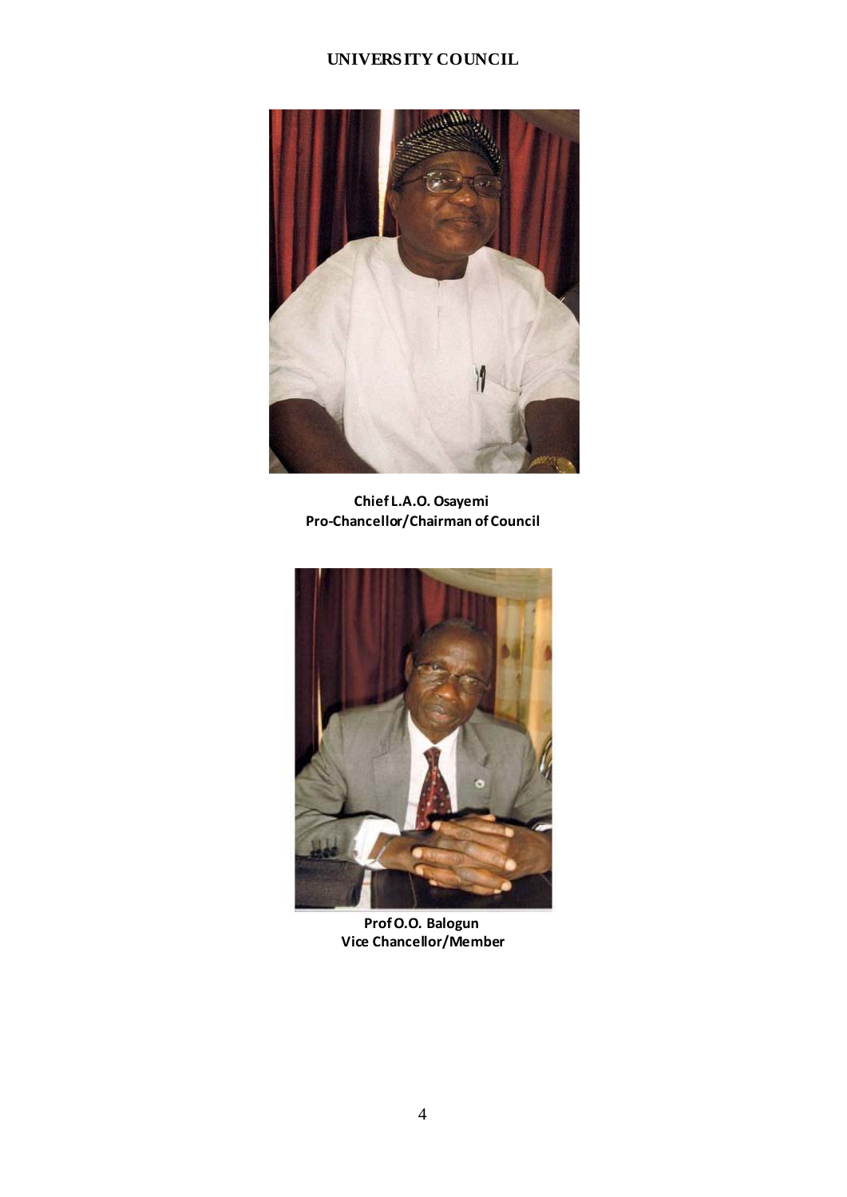# UNIVERSITY COUNCIL

**Chief L.A.O. Osayemi**
**Pro-Chancellor/Chairman of Council**

**Prof O.O. Balogun**
**Vice Chancellor/Member**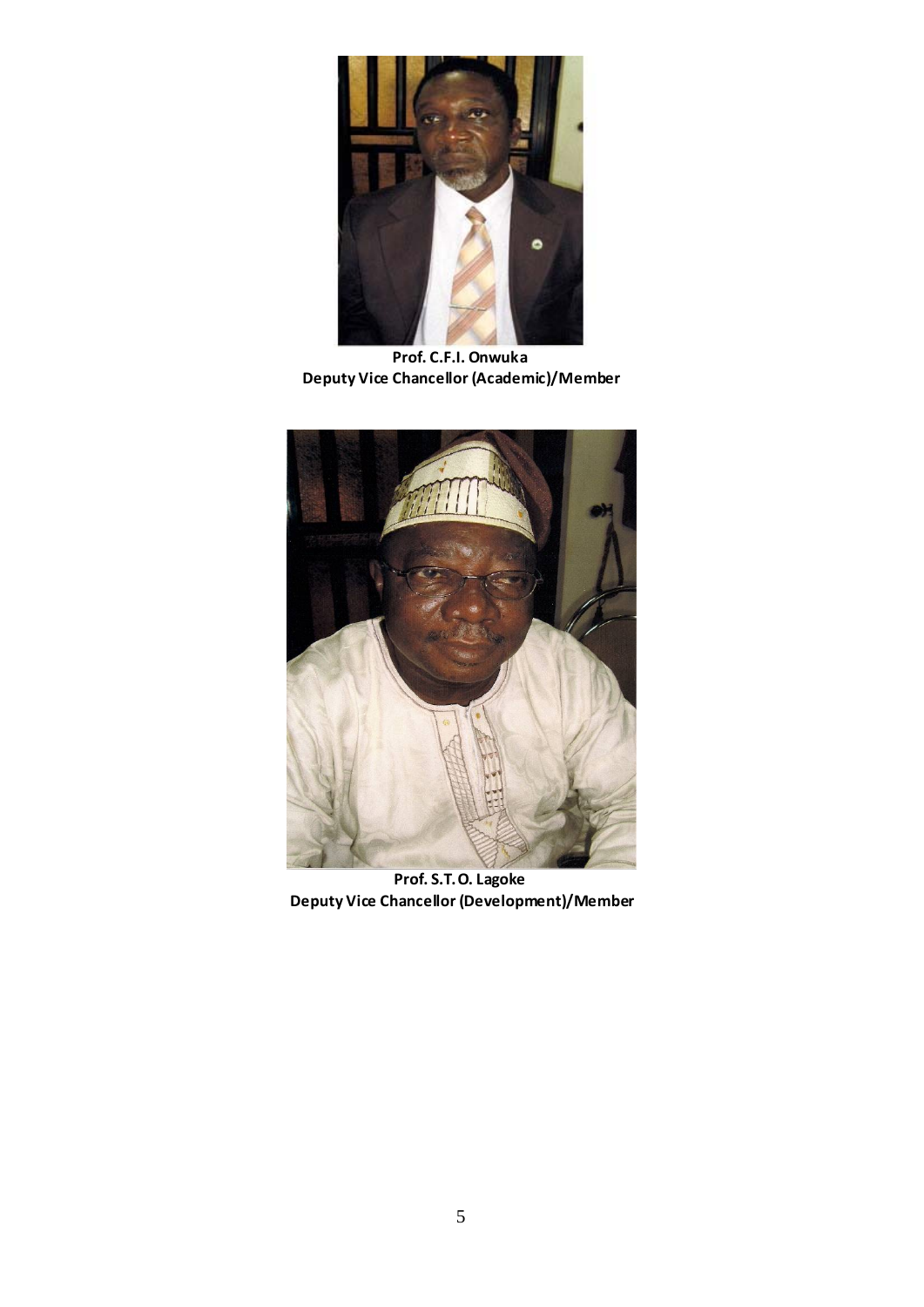**Prof. C.F.I. Onwuka**
**Deputy Vice Chancellor (Academic)/Member**

**Prof. S.T.O. Lagoke**
**Deputy Vice Chancellor (Development)/Member**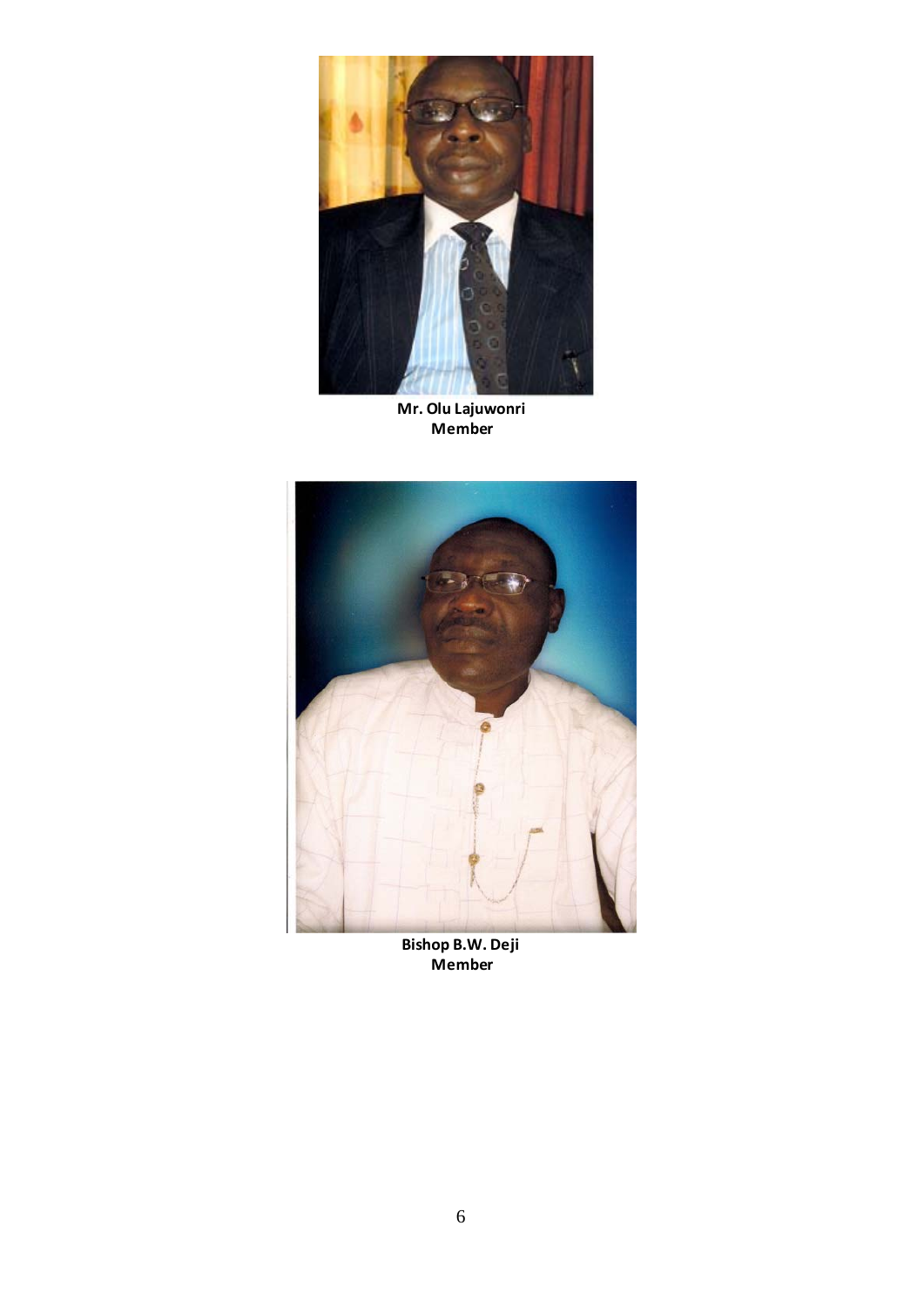**Mr. Olu Lajuwonri**
**Member**

**Bishop B.W. Deji**
**Member**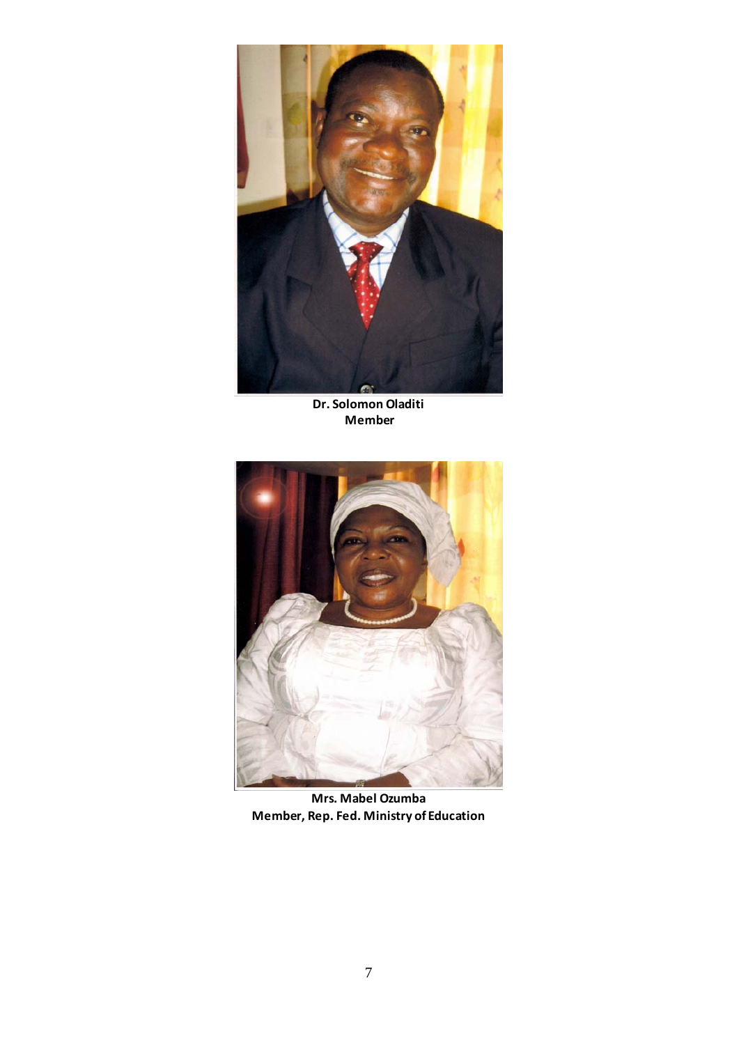**Dr. Solomon Oladiti**
**Member**

**Mrs. Mabel Ozumba**
**Member, Rep. Fed. Ministry of Education**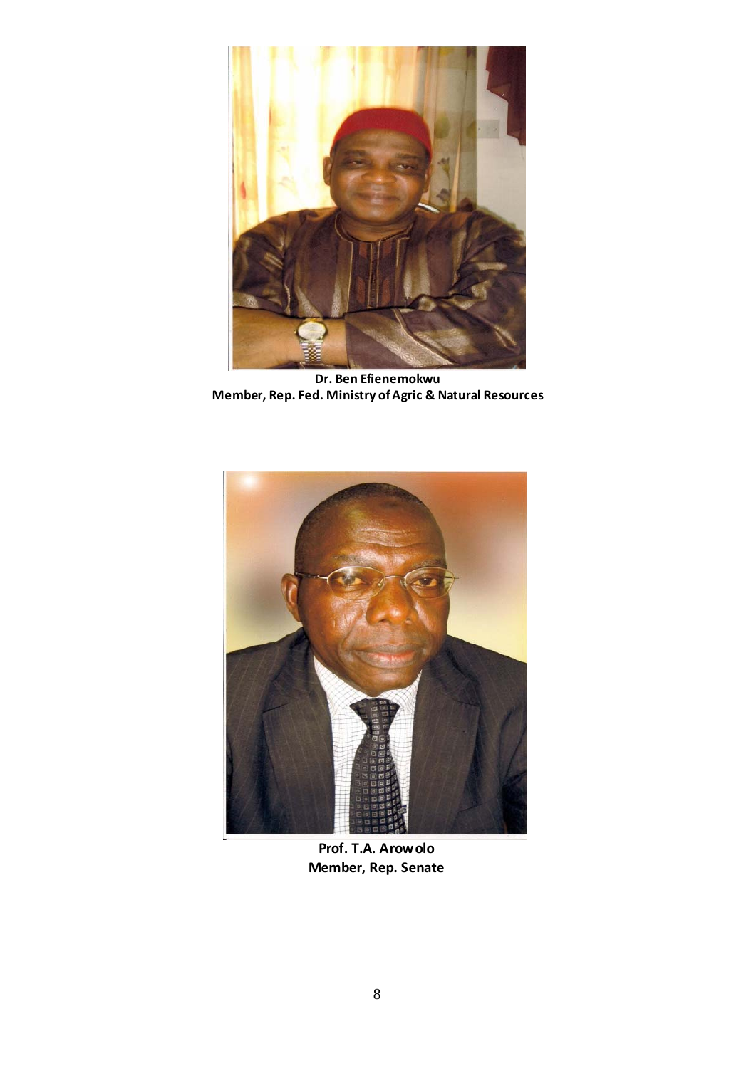**Dr. Ben Efienemokwu**
**Member, Rep. Fed. Ministry of Agric & Natural Resources**

**Prof. T.A. Arowolo**
**Member, Rep. Senate**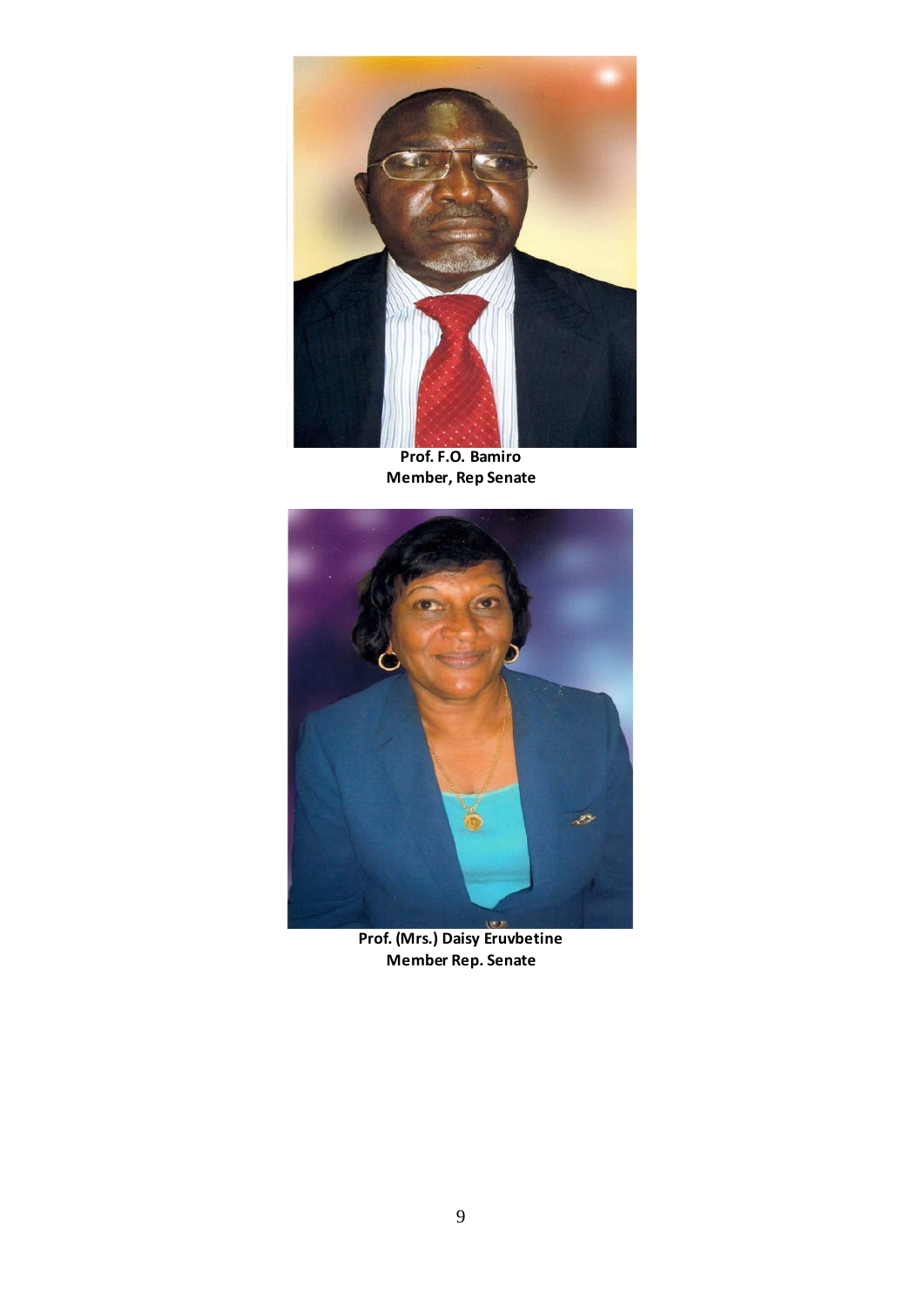**Prof. F.O. Bamiro**
**Member, Rep Senate**

**Prof. (Mrs.) Daisy Eruvbetine**
**Member Rep. Senate**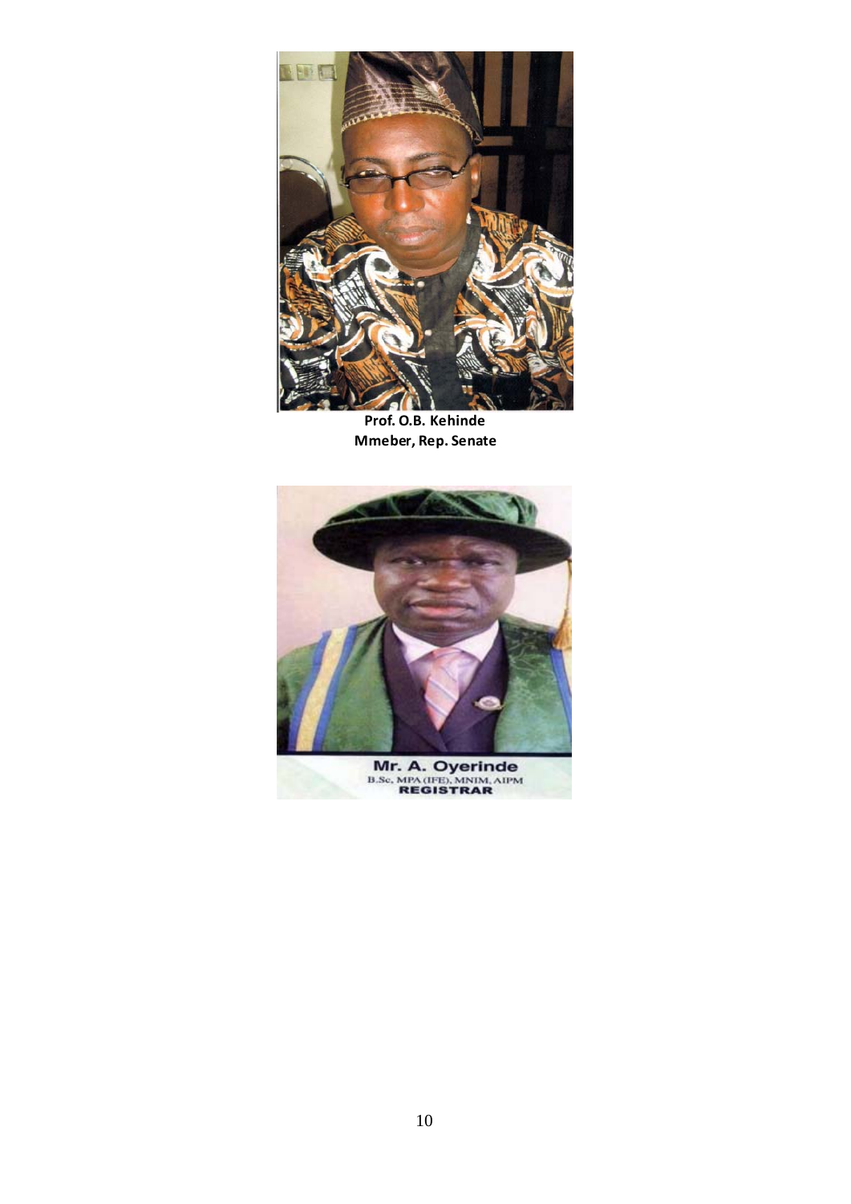**Prof. O.B. Kehinde**
**Mmeber, Rep. Senate**

**Mr. A. Oyerinde**
B.Sc, MPA (IFE), MNIM, AIPM
**REGISTRAR**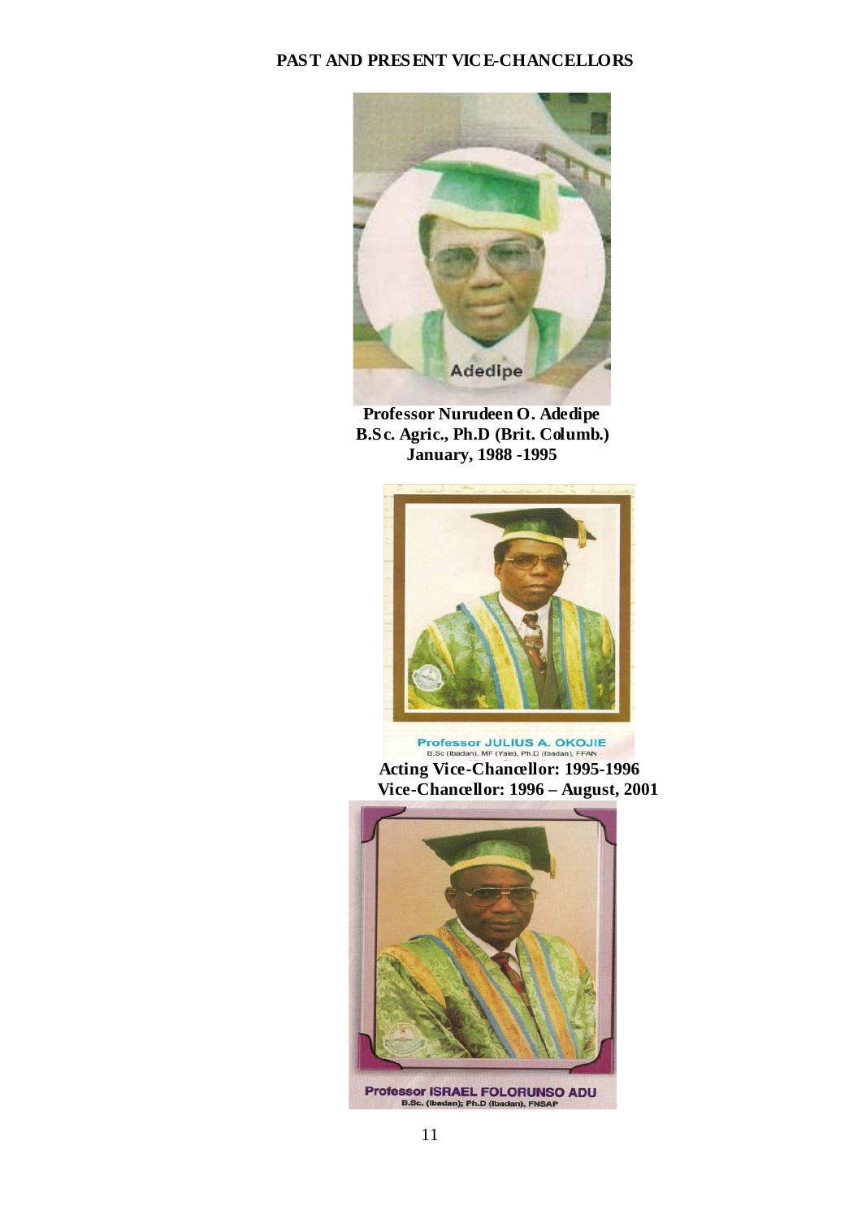## PAST AND PRESENT VICE-CHANCELLORS

Adedipe

**Professor Nurudeen O. Adedipe**
**B.Sc. Agric., Ph.D (Brit. Columb.)**
**January, 1988 -1995**

Professor JULIUS A. OKOJIE
B.Sc (Ibadan), MF (Yale), Ph.D (Ibadan), FFAN

**Acting Vice-Chancellor: 1995-1996**
**Vice-Chancellor: 1996 – August, 2001**

Professor ISRAEL FOLORUNSO ADU
B.Sc. (Ibadan); Ph.D (Ibadan), FNSAP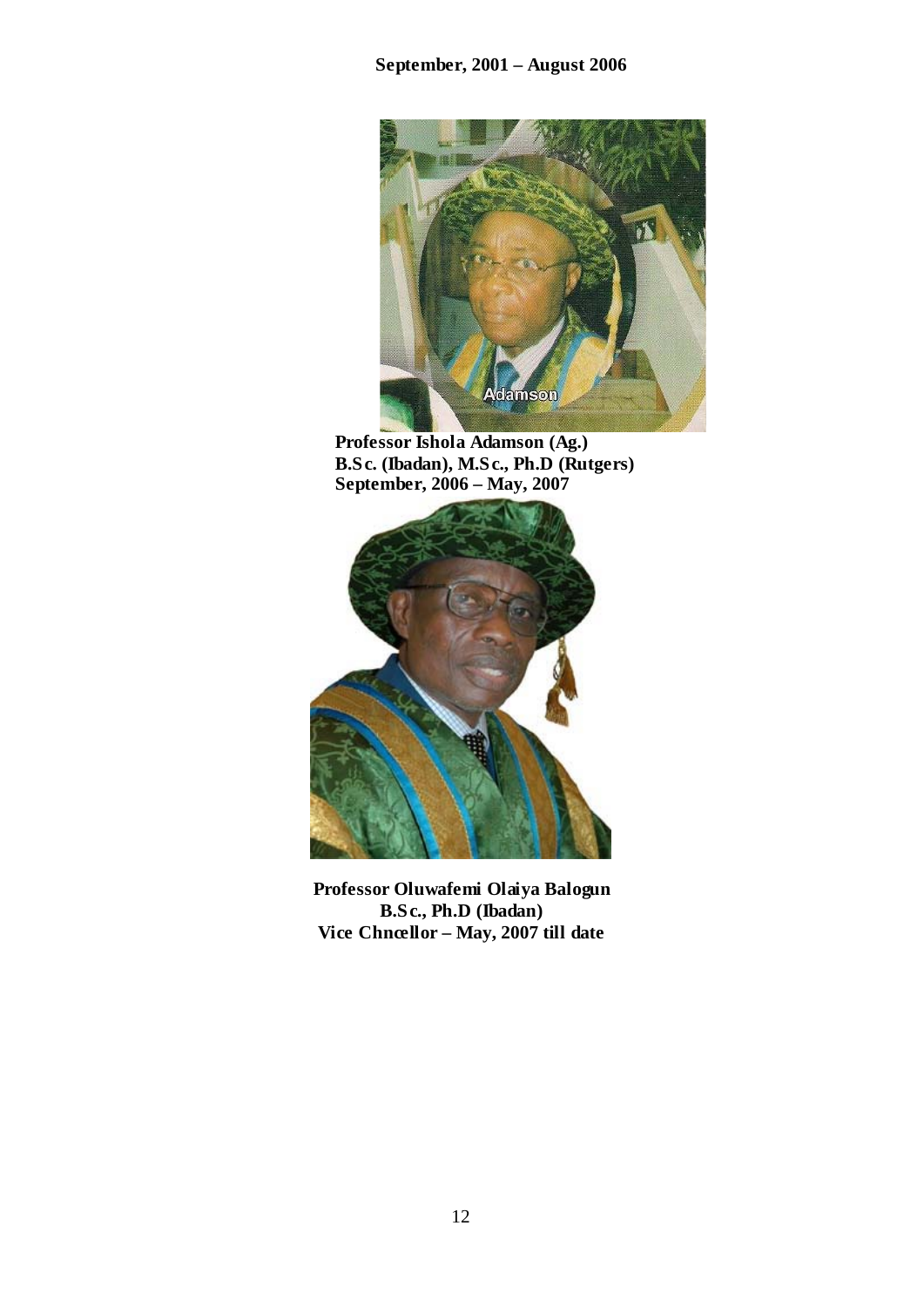**September, 2001 – August 2006**

**Professor Ishola Adamson (Ag.)**
**B.Sc. (Ibadan), M.Sc., Ph.D (Rutgers)**
**September, 2006 – May, 2007**

**Professor Oluwafemi Olaiya Balogun**
**B.Sc., Ph.D (Ibadan)**
**Vice Chncellor – May, 2007 till date**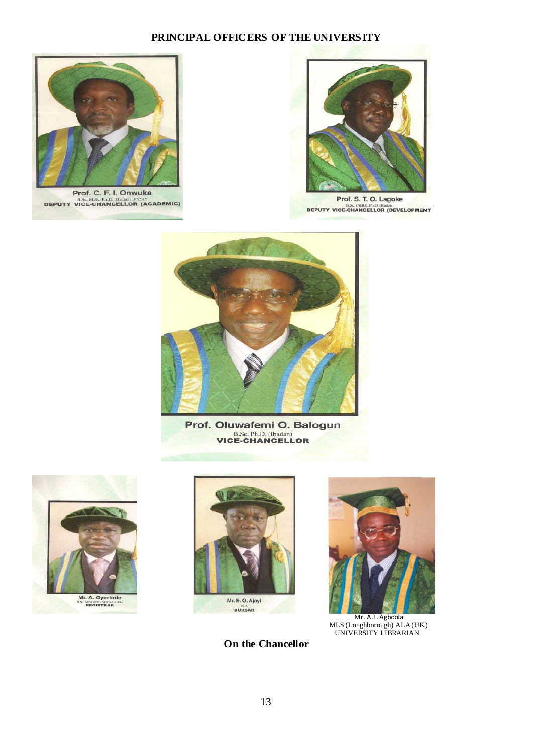## PRINCIPAL OFFICERS OF THE UNIVERSITY

Prof. C. F. I. Onwuka
B.Sc, M.Sc, Ph.D. (Ibadan), FNSAP
DEPUTY VICE-CHANCELLOR (ACADEMIC)

Prof. S. T. O. Lagoke
B.Sc (ABU),Ph.D. (Ibadan)
DEPUTY VICE-CHANCELLOR (DEVELOPMENT

Prof. Oluwafemi O. Balogun
B.Sc. Ph.D. (Ibadan)
VICE-CHANCELLOR

Mr. A. Oyerinde
B.Sc, MPA (IFE), MNIM, AIPM
REGISTRAR

Mr. E. O. Ajayi
FCA
BURSAR

Mr. A.T. Agboola
MLS (Loughborough) ALA (UK)
UNIVERSITY LIBRARIAN

**On the Chancellor**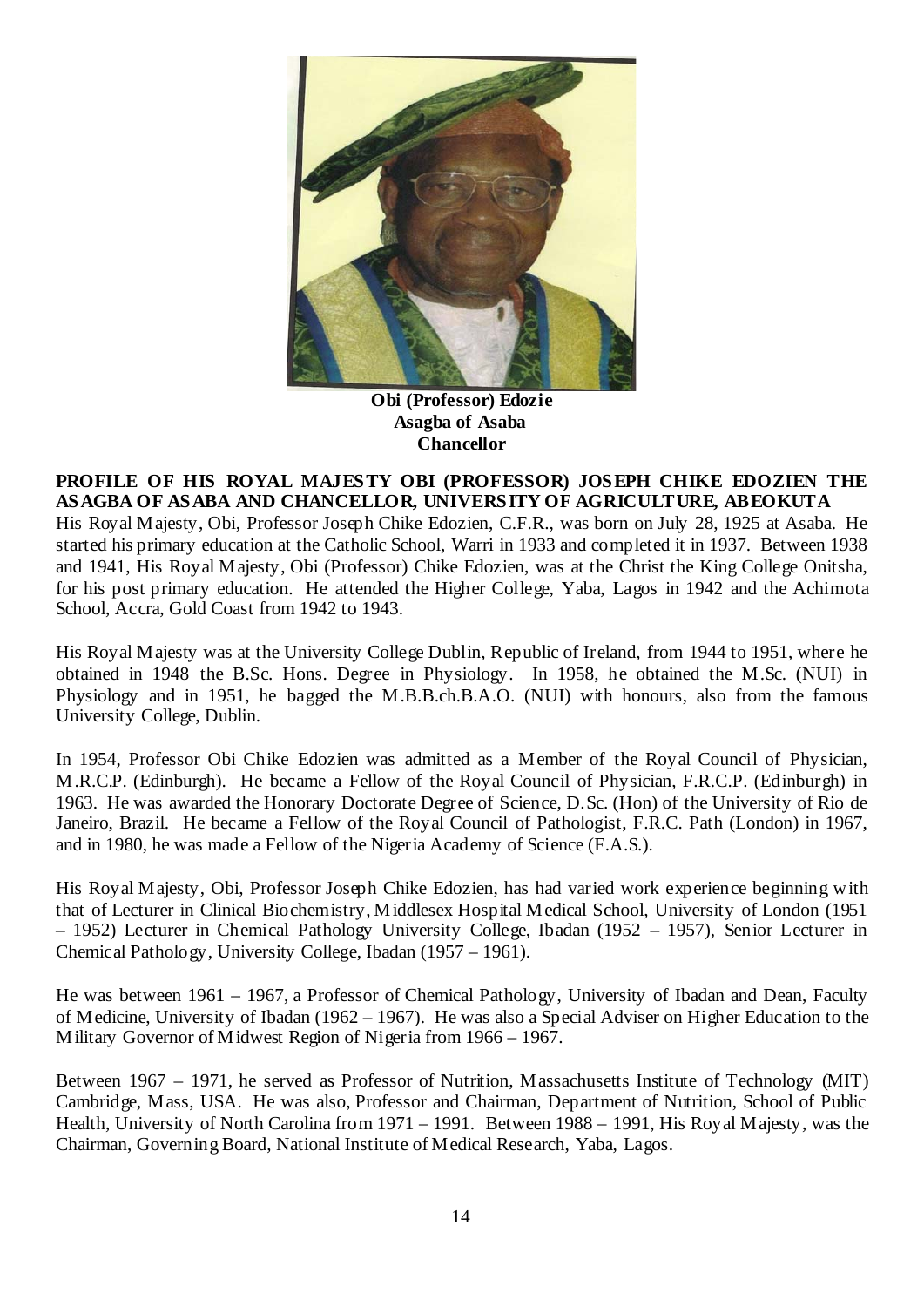**Obi (Professor) Edozie**
**Asagba of Asaba**
**Chancellor**

**PROFILE OF HIS ROYAL MAJESTY OBI (PROFESSOR) JOSEPH CHIKE EDOZIEN THE ASAGBA OF ASABA AND CHANCELLOR, UNIVERSITY OF AGRICULTURE, ABEOKUTA**

His Royal Majesty, Obi, Professor Joseph Chike Edozien, C.F.R., was born on July 28, 1925 at Asaba. He started his primary education at the Catholic School, Warri in 1933 and completed it in 1937. Between 1938 and 1941, His Royal Majesty, Obi (Professor) Chike Edozien, was at the Christ the King College Onitsha, for his post primary education. He attended the Higher College, Yaba, Lagos in 1942 and the Achimota School, Accra, Gold Coast from 1942 to 1943.

His Royal Majesty was at the University College Dublin, Republic of Ireland, from 1944 to 1951, where he obtained in 1948 the B.Sc. Hons. Degree in Physiology. In 1958, he obtained the M.Sc. (NUI) in Physiology and in 1951, he bagged the M.B.B.ch.B.A.O. (NUI) with honours, also from the famous University College, Dublin.

In 1954, Professor Obi Chike Edozien was admitted as a Member of the Royal Council of Physician, M.R.C.P. (Edinburgh). He became a Fellow of the Royal Council of Physician, F.R.C.P. (Edinburgh) in 1963. He was awarded the Honorary Doctorate Degree of Science, D.Sc. (Hon) of the University of Rio de Janeiro, Brazil. He became a Fellow of the Royal Council of Pathologist, F.R.C. Path (London) in 1967, and in 1980, he was made a Fellow of the Nigeria Academy of Science (F.A.S.).

His Royal Majesty, Obi, Professor Joseph Chike Edozien, has had varied work experience beginning with that of Lecturer in Clinical Biochemistry, Middlesex Hospital Medical School, University of London (1951 – 1952) Lecturer in Chemical Pathology University College, Ibadan (1952 – 1957), Senior Lecturer in Chemical Pathology, University College, Ibadan (1957 – 1961).

He was between 1961 – 1967, a Professor of Chemical Pathology, University of Ibadan and Dean, Faculty of Medicine, University of Ibadan (1962 – 1967). He was also a Special Adviser on Higher Education to the Military Governor of Midwest Region of Nigeria from 1966 – 1967.

Between 1967 – 1971, he served as Professor of Nutrition, Massachusetts Institute of Technology (MIT) Cambridge, Mass, USA. He was also, Professor and Chairman, Department of Nutrition, School of Public Health, University of North Carolina from 1971 – 1991. Between 1988 – 1991, His Royal Majesty, was the Chairman, Governing Board, National Institute of Medical Research, Yaba, Lagos.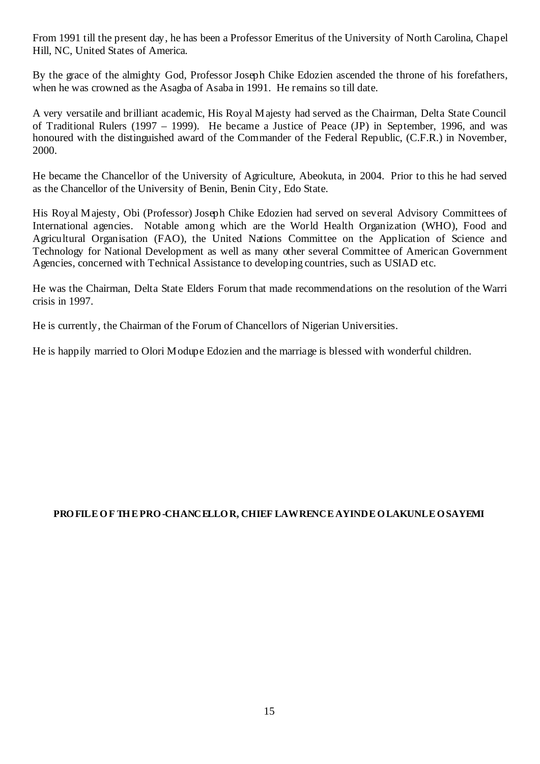From 1991 till the present day, he has been a Professor Emeritus of the University of North Carolina, Chapel Hill, NC, United States of America.

By the grace of the almighty God, Professor Joseph Chike Edozien ascended the throne of his forefathers, when he was crowned as the Asagba of Asaba in 1991. He remains so till date.

A very versatile and brilliant academic, His Royal Majesty had served as the Chairman, Delta State Council of Traditional Rulers (1997 – 1999). He became a Justice of Peace (JP) in September, 1996, and was honoured with the distinguished award of the Commander of the Federal Republic, (C.F.R.) in November, 2000.

He became the Chancellor of the University of Agriculture, Abeokuta, in 2004. Prior to this he had served as the Chancellor of the University of Benin, Benin City, Edo State.

His Royal Majesty, Obi (Professor) Joseph Chike Edozien had served on several Advisory Committees of International agencies. Notable among which are the World Health Organization (WHO), Food and Agricultural Organisation (FAO), the United Nations Committee on the Application of Science and Technology for National Development as well as many other several Committee of American Government Agencies, concerned with Technical Assistance to developing countries, such as USIAD etc.

He was the Chairman, Delta State Elders Forum that made recommendations on the resolution of the Warri crisis in 1997.

He is currently, the Chairman of the Forum of Chancellors of Nigerian Universities.

He is happily married to Olori Modupe Edozien and the marriage is blessed with wonderful children.

**PROFILE OF THE PRO-CHANCELLOR, CHIEF LAWRENCE AYINDE OLAKUNLE OSAYEMI**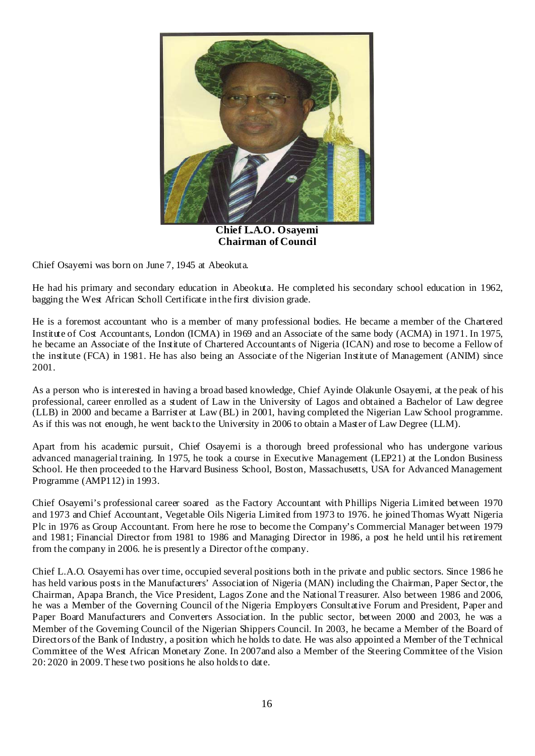**Chief L.A.O. Osayemi**
**Chairman of Council**

Chief Osayemi was born on June 7, 1945 at Abeokuta.

He had his primary and secondary education in Abeokuta. He completed his secondary school education in 1962, bagging the West African Scholl Certificate in the first division grade.

He is a foremost accountant who is a member of many professional bodies. He became a member of the Chartered Institute of Cost Accountants, London (ICMA) in 1969 and an Associate of the same body (ACMA) in 1971. In 1975, he became an Associate of the Institute of Chartered Accountants of Nigeria (ICAN) and rose to become a Fellow of the institute (FCA) in 1981. He has also being an Associate of the Nigerian Institute of Management (ANIM) since 2001.

As a person who is interested in having a broad based knowledge, Chief Ayinde Olakunle Osayemi, at the peak of his professional, career enrolled as a student of Law in the University of Lagos and obtained a Bachelor of Law degree (LLB) in 2000 and became a Barrister at Law (BL) in 2001, having completed the Nigerian Law School programme. As if this was not enough, he went back to the University in 2006 to obtain a Master of Law Degree (LLM).

Apart from his academic pursuit, Chief Osayemi is a thorough breed professional who has undergone various advanced managerial training. In 1975, he took a course in Executive Management (LEP21) at the London Business School. He then proceeded to the Harvard Business School, Boston, Massachusetts, USA for Advanced Management Programme (AMP112) in 1993.

Chief Osayemi's professional career soared as the Factory Accountant with Phillips Nigeria Limited between 1970 and 1973 and Chief Accountant, Vegetable Oils Nigeria Limited from 1973 to 1976. he joined Thomas Wyatt Nigeria Plc in 1976 as Group Accountant. From here he rose to become the Company's Commercial Manager between 1979 and 1981; Financial Director from 1981 to 1986 and Managing Director in 1986, a post he held until his retirement from the company in 2006. he is presently a Director of the company.

Chief L.A.O. Osayemi has over time, occupied several positions both in the private and public sectors. Since 1986 he has held various posts in the Manufacturers' Association of Nigeria (MAN) including the Chairman, Paper Sector, the Chairman, Apapa Branch, the Vice President, Lagos Zone and the National Treasurer. Also between 1986 and 2006, he was a Member of the Governing Council of the Nigeria Employers Consultative Forum and President, Paper and Paper Board Manufacturers and Converters Association. In the public sector, between 2000 and 2003, he was a Member of the Governing Council of the Nigerian Shippers Council. In 2003, he became a Member of the Board of Directors of the Bank of Industry, a position which he holds to date. He was also appointed a Member of the Technical Committee of the West African Monetary Zone. In 2007and also a Member of the Steering Committee of the Vision 20: 2020 in 2009. These two positions he also holds to date.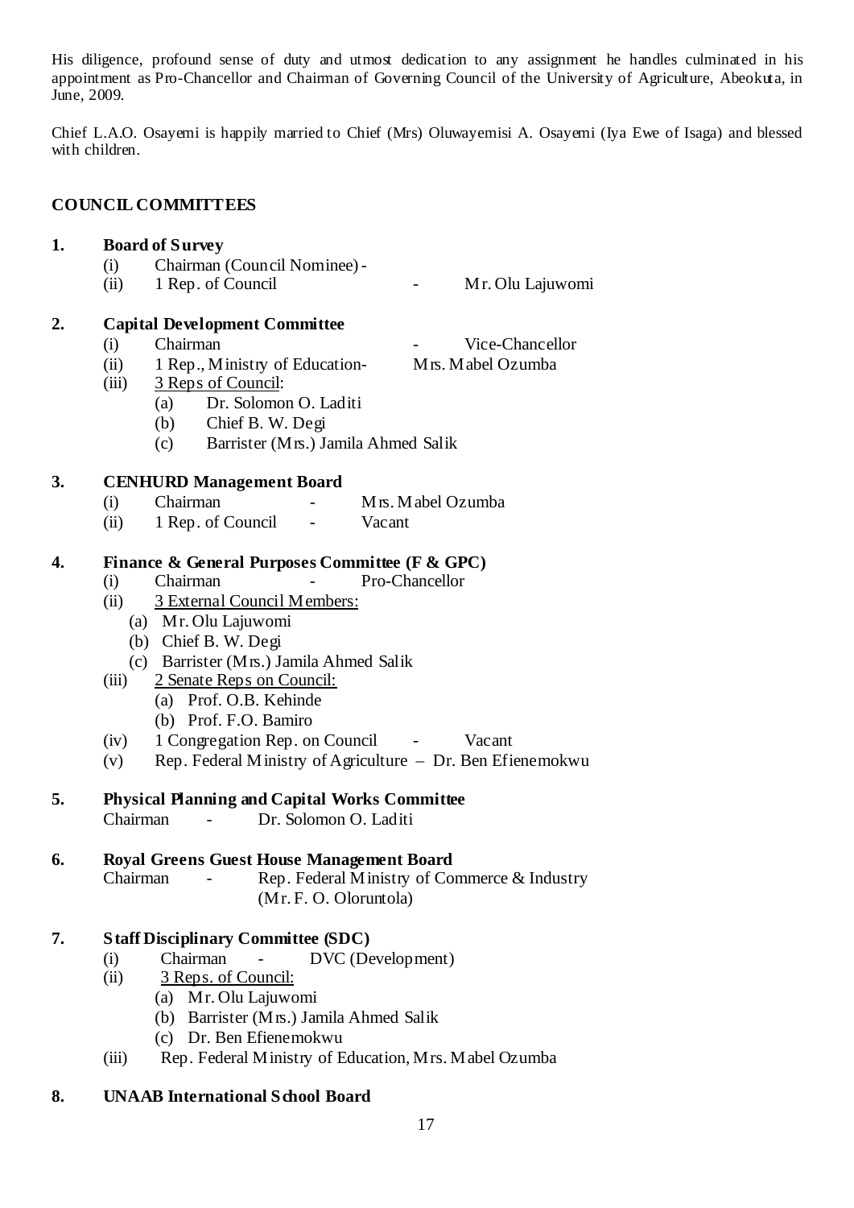His diligence, profound sense of duty and utmost dedication to any assignment he handles culminated in his appointment as Pro-Chancellor and Chairman of Governing Council of the University of Agriculture, Abeokuta, in June, 2009.

Chief L.A.O. Osayemi is happily married to Chief (Mrs) Oluwayemisi A. Osayemi (Iya Ewe of Isaga) and blessed with children.

## COUNCIL COMMITTEES

**1. Board of Survey**

- (i) Chairman (Council Nominee) -
- (ii) 1 Rep. of Council - Mr. Olu Lajuwomi

**2. Capital Development Committee**

- (i) Chairman - Vice-Chancellor
- (ii) 1 Rep., Ministry of Education- Mrs. Mabel Ozumba
- (iii) 3 Reps of Council:
  - (a) Dr. Solomon O. Laditi
  - (b) Chief B. W. Degi
  - (c) Barrister (Mrs.) Jamila Ahmed Salik

**3. CENHURD Management Board**

- (i) Chairman - Mrs. Mabel Ozumba
- (ii) 1 Rep. of Council - Vacant

**4. Finance & General Purposes Committee (F & GPC)**

- (i) Chairman - Pro-Chancellor
- (ii) 3 External Council Members:
  - (a) Mr. Olu Lajuwomi
  - (b) Chief B. W. Degi
  - (c) Barrister (Mrs.) Jamila Ahmed Salik
- (iii) 2 Senate Reps on Council:
  - (a) Prof. O.B. Kehinde
  - (b) Prof. F.O. Bamiro
- (iv) 1 Congregation Rep. on Council - Vacant
- (v) Rep. Federal Ministry of Agriculture – Dr. Ben Efienemokwu

**5. Physical Planning and Capital Works Committee**

Chairman - Dr. Solomon O. Laditi

**6. Royal Greens Guest House Management Board**

Chairman - Rep. Federal Ministry of Commerce & Industry (Mr. F. O. Oloruntola)

**7. Staff Disciplinary Committee (SDC)**

- (i) Chairman - DVC (Development)
- (ii) 3 Reps. of Council:
  - (a) Mr. Olu Lajuwomi
  - (b) Barrister (Mrs.) Jamila Ahmed Salik
  - (c) Dr. Ben Efienemokwu
- (iii) Rep. Federal Ministry of Education, Mrs. Mabel Ozumba

**8. UNAAB International School Board**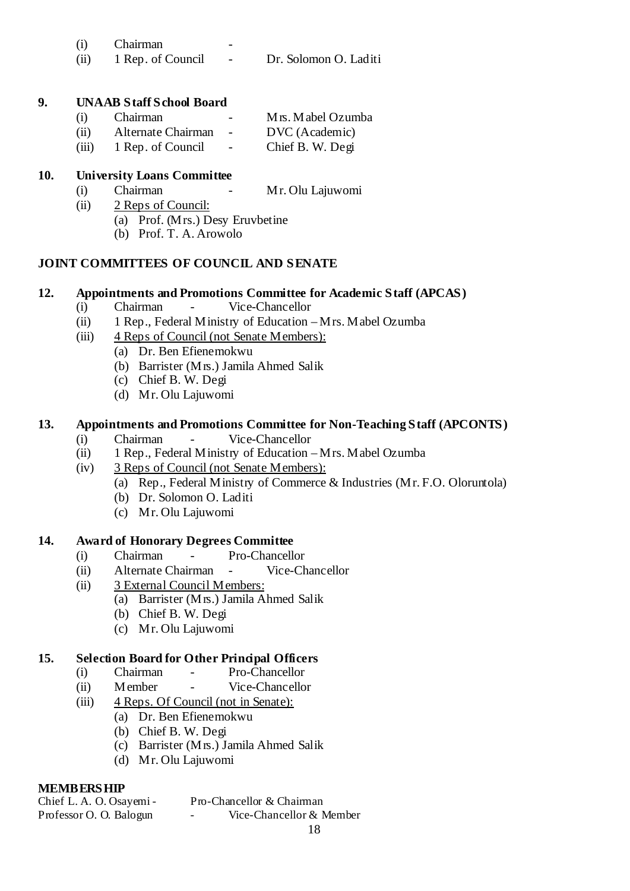(i) Chairman -

(ii) 1 Rep. of Council - Dr. Solomon O. Laditi

**9. UNAAB Staff School Board**

(i) Chairman - Mrs. Mabel Ozumba

(ii) Alternate Chairman - DVC (Academic)

(iii) 1 Rep. of Council - Chief B. W. Degi

**10. University Loans Committee**

(i) Chairman - Mr. Olu Lajuwomi

(ii) <u>2 Reps of Council:</u>

(a) Prof. (Mrs.) Desy Eruvbetine

(b) Prof. T. A. Arowolo

**JOINT COMMITTEES OF COUNCIL AND SENATE**

**12. Appointments and Promotions Committee for Academic Staff (APCAS)**

(i) Chairman - Vice-Chancellor

(ii) 1 Rep., Federal Ministry of Education – Mrs. Mabel Ozumba

(iii) <u>4 Reps of Council (not Senate Members):</u>

(a) Dr. Ben Efienemokwu

(b) Barrister (Mrs.) Jamila Ahmed Salik

(c) Chief B. W. Degi

(d) Mr. Olu Lajuwomi

**13. Appointments and Promotions Committee for Non-Teaching Staff (APCONTS)**

(i) Chairman - Vice-Chancellor

(ii) 1 Rep., Federal Ministry of Education – Mrs. Mabel Ozumba

(iv) <u>3 Reps of Council (not Senate Members):</u>

(a) Rep., Federal Ministry of Commerce & Industries (Mr. F.O. Oloruntola)

(b) Dr. Solomon O. Laditi

(c) Mr. Olu Lajuwomi

**14. Award of Honorary Degrees Committee**

(i) Chairman - Pro-Chancellor

(ii) Alternate Chairman - Vice-Chancellor

(ii) <u>3 External Council Members:</u>

(a) Barrister (Mrs.) Jamila Ahmed Salik

(b) Chief B. W. Degi

(c) Mr. Olu Lajuwomi

**15. Selection Board for Other Principal Officers**

(i) Chairman - Pro-Chancellor

(ii) Member - Vice-Chancellor

(iii) <u>4 Reps. Of Council (not in Senate):</u>

(a) Dr. Ben Efienemokwu

(b) Chief B. W. Degi

(c) Barrister (Mrs.) Jamila Ahmed Salik

(d) Mr. Olu Lajuwomi

**MEMBERSHIP**

Chief L. A. O. Osayemi - Pro-Chancellor & Chairman

Professor O. O. Balogun - Vice-Chancellor & Member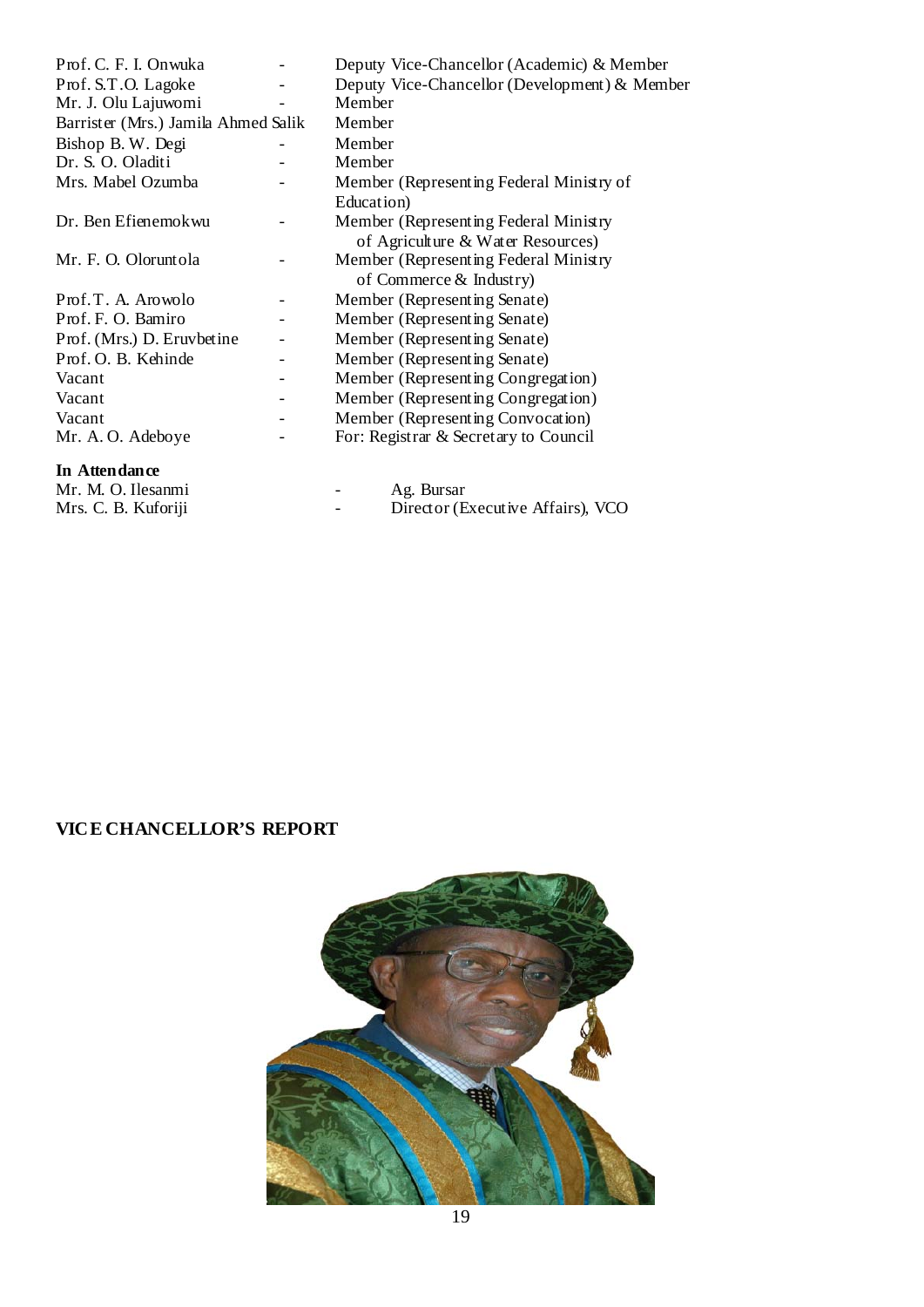| | | |
|---|---|---|
| Prof. C. F. I. Onwuka | - | Deputy Vice-Chancellor (Academic) & Member |
| Prof. S.T.O. Lagoke | - | Deputy Vice-Chancellor (Development) & Member |
| Mr. J. Olu Lajuwomi | - | Member |
| Barrister (Mrs.) Jamila Ahmed Salik | | Member |
| Bishop B. W. Degi | - | Member |
| Dr. S. O. Oladiti | - | Member |
| Mrs. Mabel Ozumba | - | Member (Representing Federal Ministry of Education) |
| Dr. Ben Efienemokwu | - | Member (Representing Federal Ministry of Agriculture & Water Resources) |
| Mr. F. O. Oloruntola | - | Member (Representing Federal Ministry of Commerce & Industry) |
| Prof. T. A. Arowolo | - | Member (Representing Senate) |
| Prof. F. O. Bamiro | - | Member (Representing Senate) |
| Prof. (Mrs.) D. Eruvbetine | - | Member (Representing Senate) |
| Prof. O. B. Kehinde | - | Member (Representing Senate) |
| Vacant | - | Member (Representing Congregation) |
| Vacant | - | Member (Representing Congregation) |
| Vacant | - | Member (Representing Convocation) |
| Mr. A. O. Adeboye | - | For: Registrar & Secretary to Council |

**In Attendance**

| | | |
|---|---|---|
| Mr. M. O. Ilesanmi | - | Ag. Bursar |
| Mrs. C. B. Kuforiji | - | Director (Executive Affairs), VCO |

## VICE CHANCELLOR'S REPORT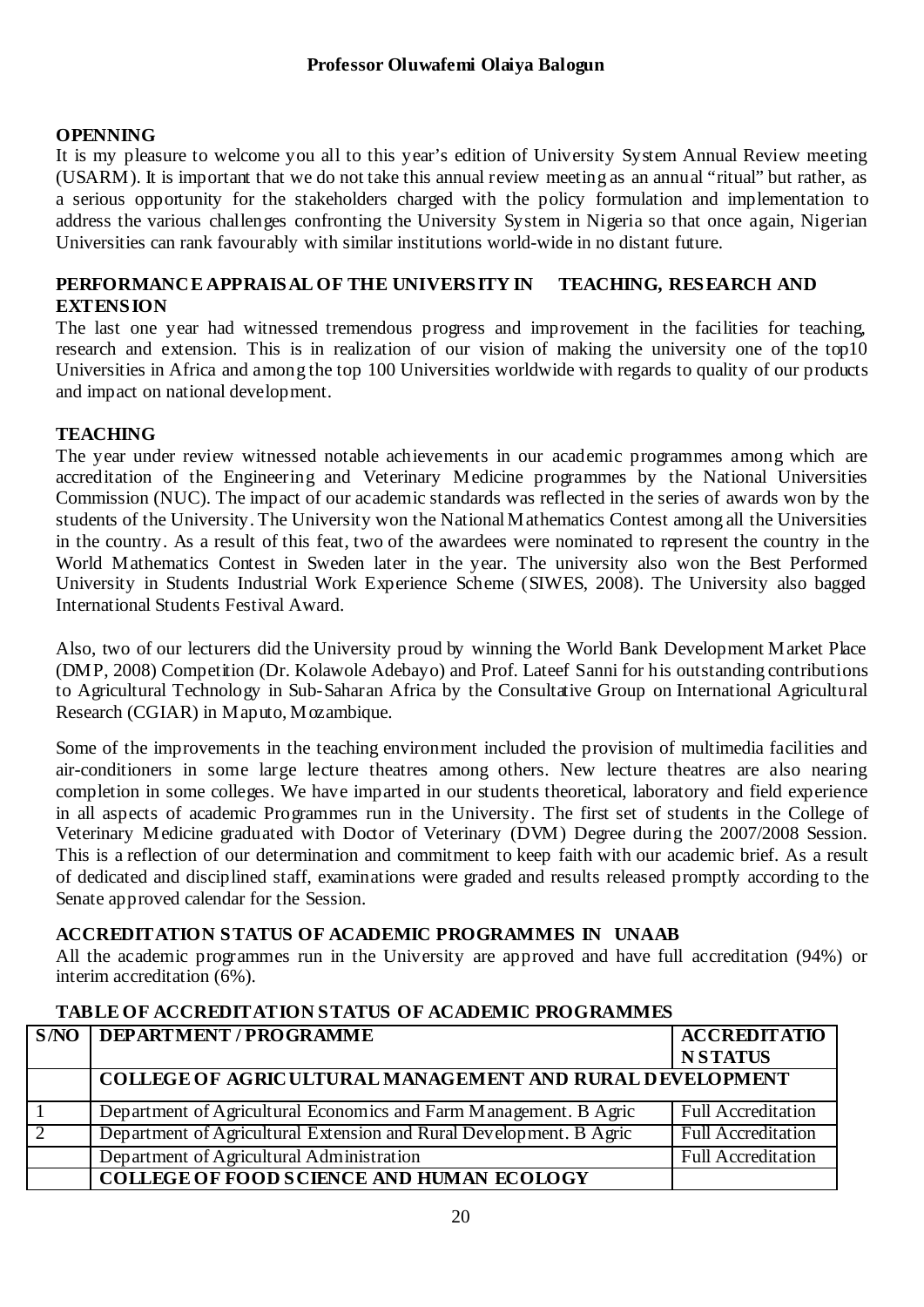**Professor Oluwafemi Olaiya Balogun**

## OPENNING

It is my pleasure to welcome you all to this year's edition of University System Annual Review meeting (USARM). It is important that we do not take this annual review meeting as an annual "ritual" but rather, as a serious opportunity for the stakeholders charged with the policy formulation and implementation to address the various challenges confronting the University System in Nigeria so that once again, Nigerian Universities can rank favourably with similar institutions world-wide in no distant future.

## PERFORMANCE APPRAISAL OF THE UNIVERSITY IN TEACHING, RESEARCH AND EXTENSION

The last one year had witnessed tremendous progress and improvement in the facilities for teaching, research and extension. This is in realization of our vision of making the university one of the top10 Universities in Africa and among the top 100 Universities worldwide with regards to quality of our products and impact on national development.

## TEACHING

The year under review witnessed notable achievements in our academic programmes among which are accreditation of the Engineering and Veterinary Medicine programmes by the National Universities Commission (NUC). The impact of our academic standards was reflected in the series of awards won by the students of the University. The University won the National Mathematics Contest among all the Universities in the country. As a result of this feat, two of the awardees were nominated to represent the country in the World Mathematics Contest in Sweden later in the year. The university also won the Best Performed University in Students Industrial Work Experience Scheme (SIWES, 2008). The University also bagged International Students Festival Award.

Also, two of our lecturers did the University proud by winning the World Bank Development Market Place (DMP, 2008) Competition (Dr. Kolawole Adebayo) and Prof. Lateef Sanni for his outstanding contributions to Agricultural Technology in Sub-Saharan Africa by the Consultative Group on International Agricultural Research (CGIAR) in Maputo, Mozambique.

Some of the improvements in the teaching environment included the provision of multimedia facilities and air-conditioners in some large lecture theatres among others. New lecture theatres are also nearing completion in some colleges. We have imparted in our students theoretical, laboratory and field experience in all aspects of academic Programmes run in the University. The first set of students in the College of Veterinary Medicine graduated with Doctor of Veterinary (DVM) Degree during the 2007/2008 Session. This is a reflection of our determination and commitment to keep faith with our academic brief. As a result of dedicated and disciplined staff, examinations were graded and results released promptly according to the Senate approved calendar for the Session.

## ACCREDITATION STATUS OF ACADEMIC PROGRAMMES IN UNAAB

All the academic programmes run in the University are approved and have full accreditation (94%) or interim accreditation (6%).

**TABLE OF ACCREDITATION STATUS OF ACADEMIC PROGRAMMES**

| S/NO | DEPARTMENT / PROGRAMME | ACCREDITATION STATUS |
|---|---|---|
| | **COLLEGE OF AGRICULTURAL MANAGEMENT AND RURAL DEVELOPMENT** | |
| 1 | Department of Agricultural Economics and Farm Management. B Agric | Full Accreditation |
| 2 | Department of Agricultural Extension and Rural Development. B Agric | Full Accreditation |
| | Department of Agricultural Administration | Full Accreditation |
| | **COLLEGE OF FOOD SCIENCE AND HUMAN ECOLOGY** | |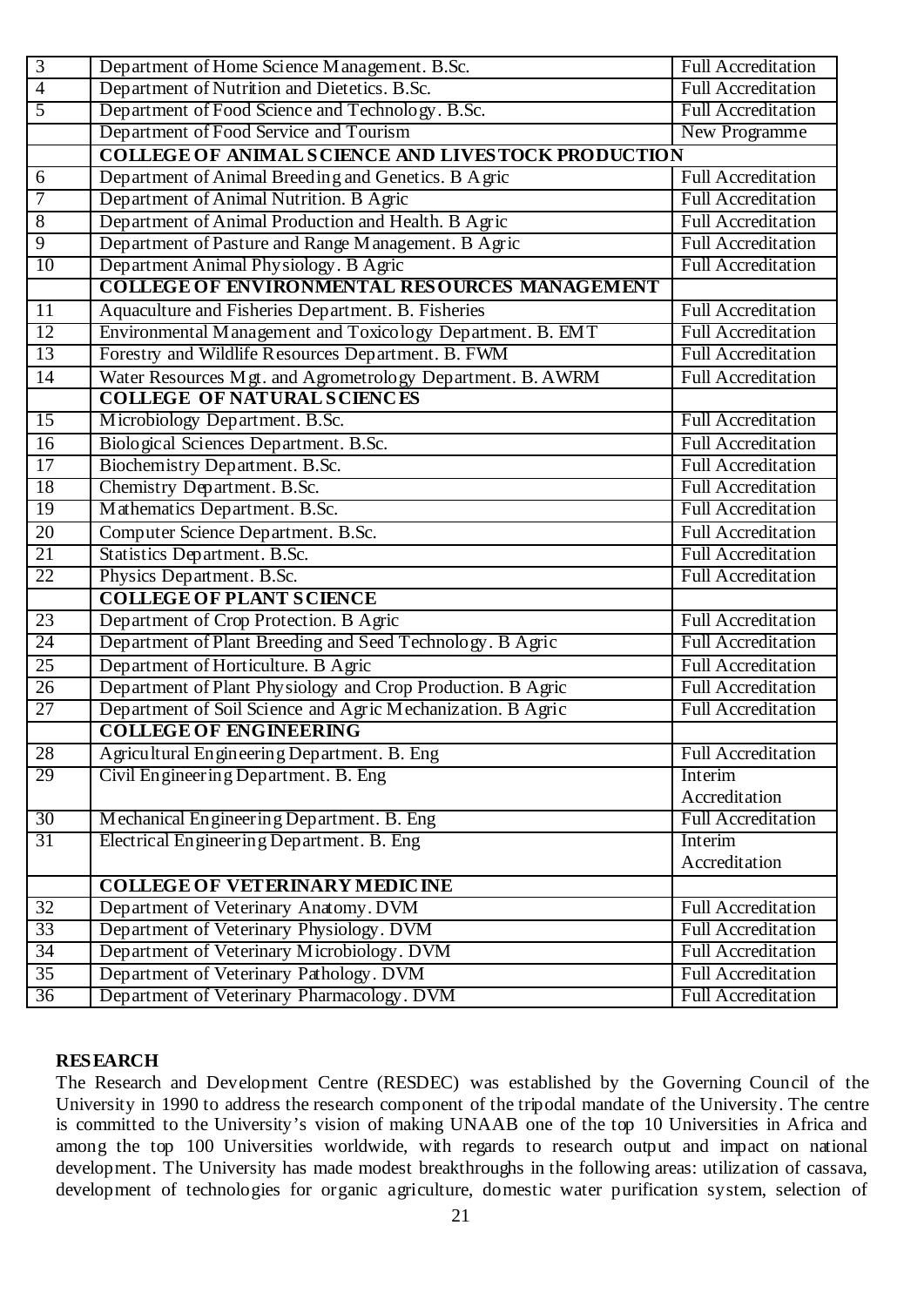| | | |
|---|---|---|
| 3 | Department of Home Science Management. B.Sc. | Full Accreditation |
| 4 | Department of Nutrition and Dietetics. B.Sc. | Full Accreditation |
| 5 | Department of Food Science and Technology. B.Sc. | Full Accreditation |
| | Department of Food Service and Tourism | New Programme |
| | **COLLEGE OF ANIMAL SCIENCE AND LIVESTOCK PRODUCTION** | |
| 6 | Department of Animal Breeding and Genetics. B Agric | Full Accreditation |
| 7 | Department of Animal Nutrition. B Agric | Full Accreditation |
| 8 | Department of Animal Production and Health. B Agric | Full Accreditation |
| 9 | Department of Pasture and Range Management. B Agric | Full Accreditation |
| 10 | Department Animal Physiology. B Agric | Full Accreditation |
| | **COLLEGE OF ENVIRONMENTAL RESOURCES MANAGEMENT** | |
| 11 | Aquaculture and Fisheries Department. B. Fisheries | Full Accreditation |
| 12 | Environmental Management and Toxicology Department. B. EMT | Full Accreditation |
| 13 | Forestry and Wildlife Resources Department. B. FWM | Full Accreditation |
| 14 | Water Resources Mgt. and Agrometrology Department. B. AWRM | Full Accreditation |
| | **COLLEGE OF NATURAL SCIENCES** | |
| 15 | Microbiology Department. B.Sc. | Full Accreditation |
| 16 | Biological Sciences Department. B.Sc. | Full Accreditation |
| 17 | Biochemistry Department. B.Sc. | Full Accreditation |
| 18 | Chemistry Department. B.Sc. | Full Accreditation |
| 19 | Mathematics Department. B.Sc. | Full Accreditation |
| 20 | Computer Science Department. B.Sc. | Full Accreditation |
| 21 | Statistics Department. B.Sc. | Full Accreditation |
| 22 | Physics Department. B.Sc. | Full Accreditation |
| | **COLLEGE OF PLANT SCIENCE** | |
| 23 | Department of Crop Protection. B Agric | Full Accreditation |
| 24 | Department of Plant Breeding and Seed Technology. B Agric | Full Accreditation |
| 25 | Department of Horticulture. B Agric | Full Accreditation |
| 26 | Department of Plant Physiology and Crop Production. B Agric | Full Accreditation |
| 27 | Department of Soil Science and Agric Mechanization. B Agric | Full Accreditation |
| | **COLLEGE OF ENGINEERING** | |
| 28 | Agricultural Engineering Department. B. Eng | Full Accreditation |
| 29 | Civil Engineering Department. B. Eng | Interim Accreditation |
| 30 | Mechanical Engineering Department. B. Eng | Full Accreditation |
| 31 | Electrical Engineering Department. B. Eng | Interim Accreditation |
| | **COLLEGE OF VETERINARY MEDICINE** | |
| 32 | Department of Veterinary Anatomy. DVM | Full Accreditation |
| 33 | Department of Veterinary Physiology. DVM | Full Accreditation |
| 34 | Department of Veterinary Microbiology. DVM | Full Accreditation |
| 35 | Department of Veterinary Pathology. DVM | Full Accreditation |
| 36 | Department of Veterinary Pharmacology. DVM | Full Accreditation |

**RESEARCH**

The Research and Development Centre (RESDEC) was established by the Governing Council of the University in 1990 to address the research component of the tripodal mandate of the University. The centre is committed to the University's vision of making UNAAB one of the top 10 Universities in Africa and among the top 100 Universities worldwide, with regards to research output and impact on national development. The University has made modest breakthroughs in the following areas: utilization of cassava, development of technologies for organic agriculture, domestic water purification system, selection of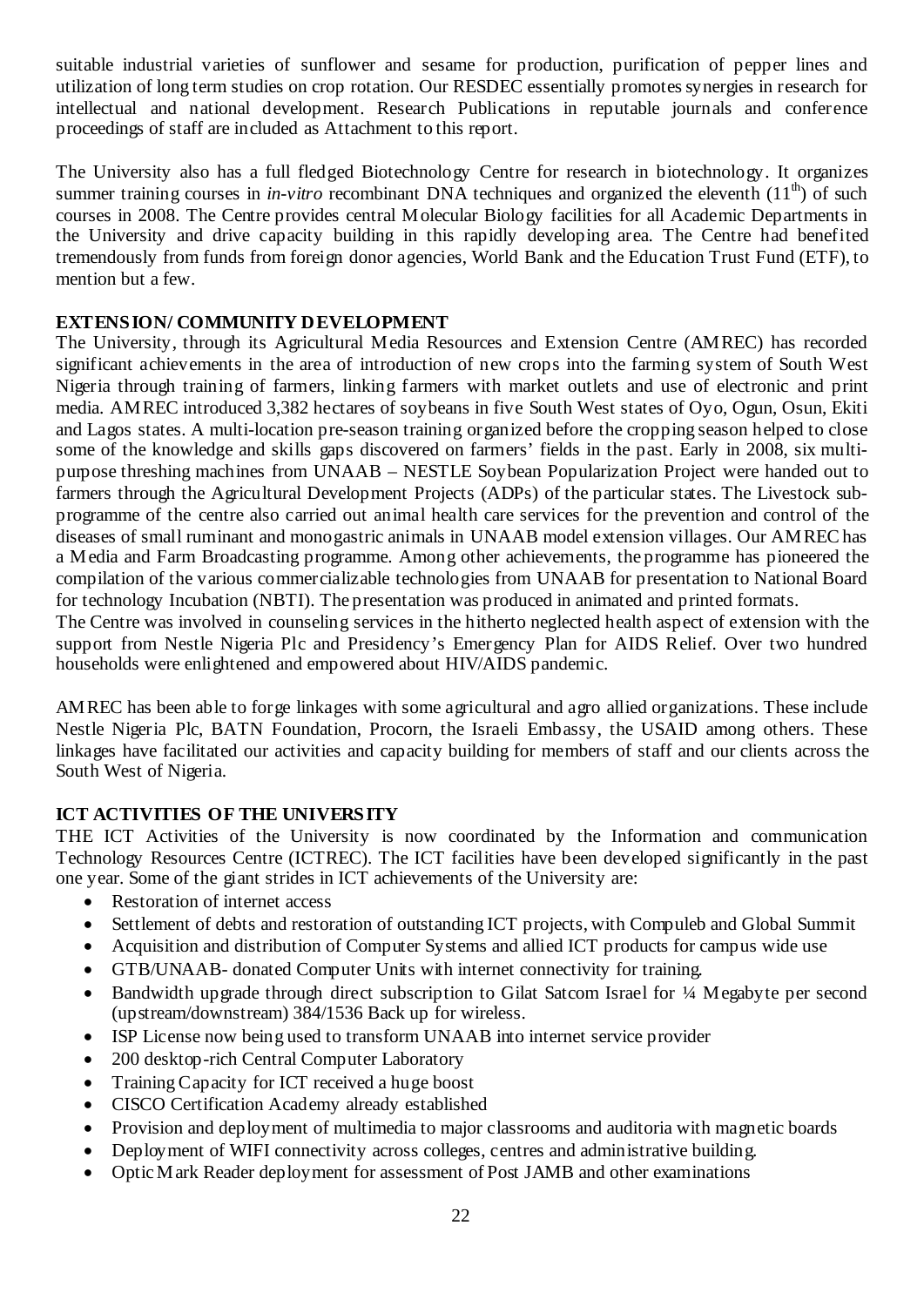suitable industrial varieties of sunflower and sesame for production, purification of pepper lines and utilization of long term studies on crop rotation. Our RESDEC essentially promotes synergies in research for intellectual and national development. Research Publications in reputable journals and conference proceedings of staff are included as Attachment to this report.

The University also has a full fledged Biotechnology Centre for research in biotechnology. It organizes summer training courses in *in-vitro* recombinant DNA techniques and organized the eleventh ($11^{th}$) of such courses in 2008. The Centre provides central Molecular Biology facilities for all Academic Departments in the University and drive capacity building in this rapidly developing area. The Centre had benefited tremendously from funds from foreign donor agencies, World Bank and the Education Trust Fund (ETF), to mention but a few.

**EXTENSION/ COMMUNITY DEVELOPMENT**

The University, through its Agricultural Media Resources and Extension Centre (AMREC) has recorded significant achievements in the area of introduction of new crops into the farming system of South West Nigeria through training of farmers, linking farmers with market outlets and use of electronic and print media. AMREC introduced 3,382 hectares of soybeans in five South West states of Oyo, Ogun, Osun, Ekiti and Lagos states. A multi-location pre-season training organized before the cropping season helped to close some of the knowledge and skills gaps discovered on farmers' fields in the past. Early in 2008, six multi-purpose threshing machines from UNAAB – NESTLE Soybean Popularization Project were handed out to farmers through the Agricultural Development Projects (ADPs) of the particular states. The Livestock sub-programme of the centre also carried out animal health care services for the prevention and control of the diseases of small ruminant and monogastric animals in UNAAB model extension villages. Our AMREC has a Media and Farm Broadcasting programme. Among other achievements, the programme has pioneered the compilation of the various commercializable technologies from UNAAB for presentation to National Board for technology Incubation (NBTI). The presentation was produced in animated and printed formats.

The Centre was involved in counseling services in the hitherto neglected health aspect of extension with the support from Nestle Nigeria Plc and Presidency's Emergency Plan for AIDS Relief. Over two hundred households were enlightened and empowered about HIV/AIDS pandemic.

AMREC has been able to forge linkages with some agricultural and agro allied organizations. These include Nestle Nigeria Plc, BATN Foundation, Procorn, the Israeli Embassy, the USAID among others. These linkages have facilitated our activities and capacity building for members of staff and our clients across the South West of Nigeria.

**ICT ACTIVITIES OF THE UNIVERSITY**

THE ICT Activities of the University is now coordinated by the Information and communication Technology Resources Centre (ICTREC). The ICT facilities have been developed significantly in the past one year. Some of the giant strides in ICT achievements of the University are:

- Restoration of internet access
- Settlement of debts and restoration of outstanding ICT projects, with Compuleb and Global Summit
- Acquisition and distribution of Computer Systems and allied ICT products for campus wide use
- GTB/UNAAB- donated Computer Units with internet connectivity for training.
- Bandwidth upgrade through direct subscription to Gilat Satcom Israel for ¼ Megabyte per second (upstream/downstream) 384/1536 Back up for wireless.
- ISP License now being used to transform UNAAB into internet service provider
- 200 desktop-rich Central Computer Laboratory
- Training Capacity for ICT received a huge boost
- CISCO Certification Academy already established
- Provision and deployment of multimedia to major classrooms and auditoria with magnetic boards
- Deployment of WIFI connectivity across colleges, centres and administrative building.
- Optic Mark Reader deployment for assessment of Post JAMB and other examinations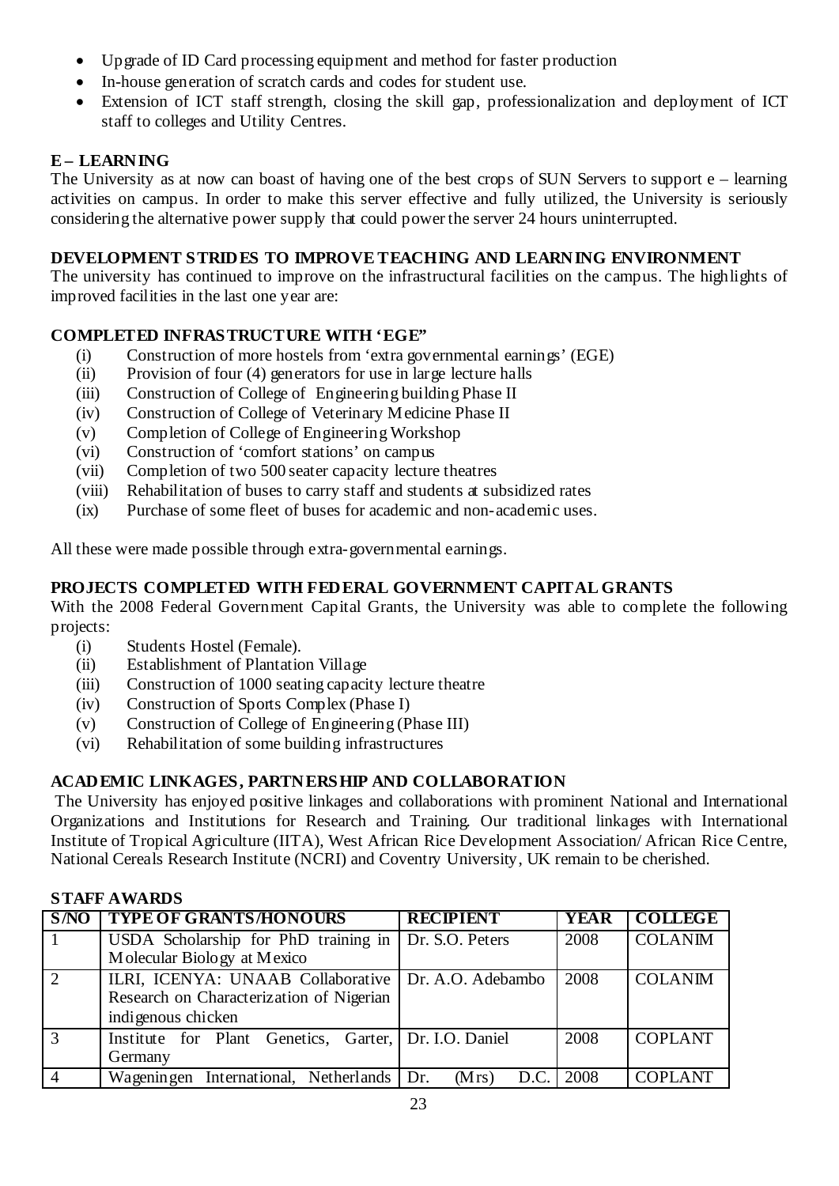- Upgrade of ID Card processing equipment and method for faster production
- In-house generation of scratch cards and codes for student use.
- Extension of ICT staff strength, closing the skill gap, professionalization and deployment of ICT staff to colleges and Utility Centres.

**E – LEARNING**

The University as at now can boast of having one of the best crops of SUN Servers to support e – learning activities on campus. In order to make this server effective and fully utilized, the University is seriously considering the alternative power supply that could power the server 24 hours uninterrupted.

**DEVELOPMENT STRIDES TO IMPROVE TEACHING AND LEARNING ENVIRONMENT**

The university has continued to improve on the infrastructural facilities on the campus. The highlights of improved facilities in the last one year are:

**COMPLETED INFRASTRUCTURE WITH 'EGE"**

(i) Construction of more hostels from 'extra governmental earnings' (EGE)
(ii) Provision of four (4) generators for use in large lecture halls
(iii) Construction of College of Engineering building Phase II
(iv) Construction of College of Veterinary Medicine Phase II
(v) Completion of College of Engineering Workshop
(vi) Construction of 'comfort stations' on campus
(vii) Completion of two 500 seater capacity lecture theatres
(viii) Rehabilitation of buses to carry staff and students at subsidized rates
(ix) Purchase of some fleet of buses for academic and non-academic uses.

All these were made possible through extra-governmental earnings.

**PROJECTS COMPLETED WITH FEDERAL GOVERNMENT CAPITAL GRANTS**

With the 2008 Federal Government Capital Grants, the University was able to complete the following projects:

(i) Students Hostel (Female).
(ii) Establishment of Plantation Village
(iii) Construction of 1000 seating capacity lecture theatre
(iv) Construction of Sports Complex (Phase I)
(v) Construction of College of Engineering (Phase III)
(vi) Rehabilitation of some building infrastructures

**ACADEMIC LINKAGES, PARTNERSHIP AND COLLABORATION**

The University has enjoyed positive linkages and collaborations with prominent National and International Organizations and Institutions for Research and Training. Our traditional linkages with International Institute of Tropical Agriculture (IITA), West African Rice Development Association/ African Rice Centre, National Cereals Research Institute (NCRI) and Coventry University, UK remain to be cherished.

**STAFF AWARDS**

| S/NO | TYPE OF GRANTS/HONOURS | RECIPIENT | YEAR | COLLEGE |
|---|---|---|---|---|
| 1 | USDA Scholarship for PhD training in Molecular Biology at Mexico | Dr. S.O. Peters | 2008 | COLANIM |
| 2 | ILRI, ICENYA: UNAAB Collaborative Research on Characterization of Nigerian indigenous chicken | Dr. A.O. Adebambo | 2008 | COLANIM |
| 3 | Institute for Plant Genetics, Garter, Germany | Dr. I.O. Daniel | 2008 | COPLANT |
| 4 | Wageningen International, Netherlands | Dr. (Mrs) D.C. | 2008 | COPLANT |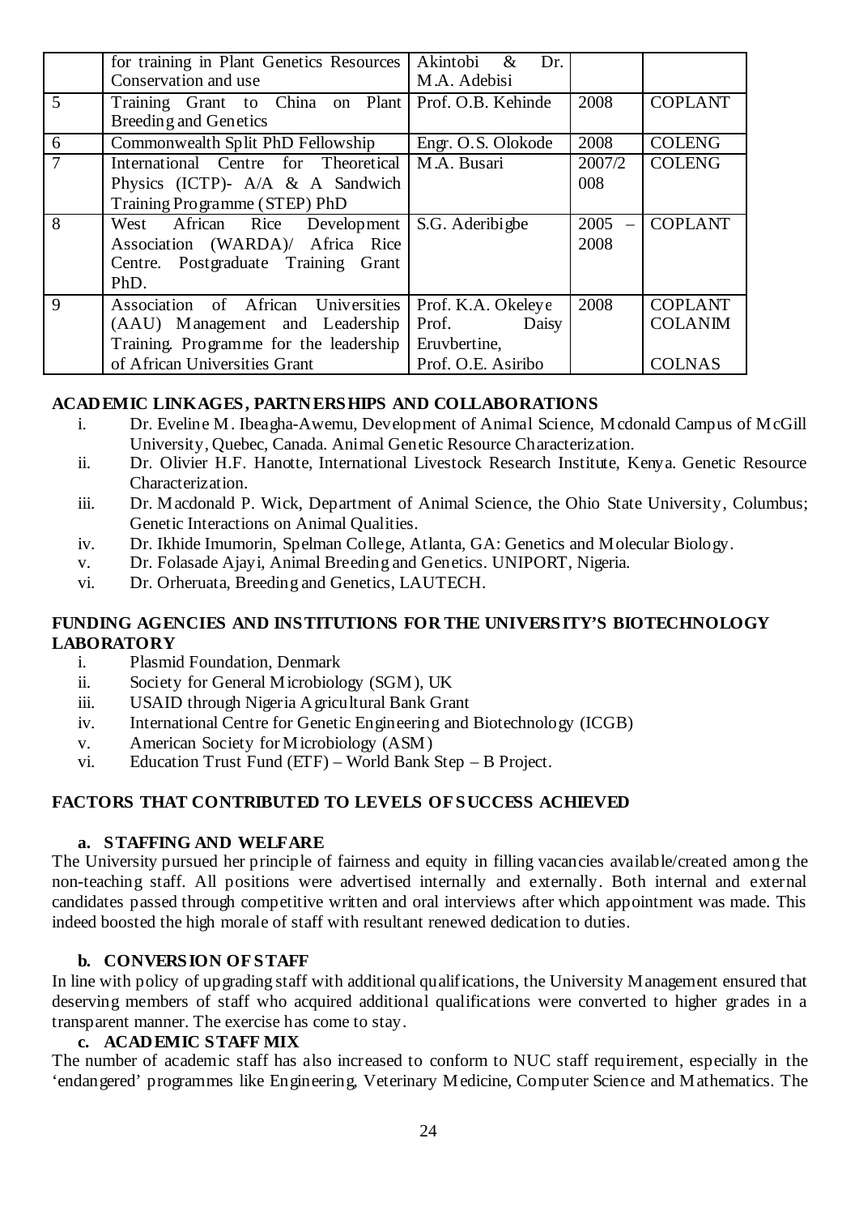| | for training in Plant Genetics Resources Conservation and use | Akintobi & Dr. M.A. Adebisi | | |
|---|---|---|---|---|
| 5 | Training Grant to China on Plant Breeding and Genetics | Prof. O.B. Kehinde | 2008 | COPLANT |
| 6 | Commonwealth Split PhD Fellowship | Engr. O.S. Olokode | 2008 | COLENG |
| 7 | International Centre for Theoretical Physics (ICTP)- A/A & A Sandwich Training Programme (STEP) PhD | M.A. Busari | 2007/2008 | COLENG |
| 8 | West African Rice Development Association (WARDA)/ Africa Rice Centre. Postgraduate Training Grant PhD. | S.G. Aderibigbe | 2005 – 2008 | COPLANT |
| 9 | Association of African Universities (AAU) Management and Leadership Training. Programme for the leadership of African Universities Grant | Prof. K.A. Okeleye Prof. Daisy Eruvbertine, Prof. O.E. Asiribo | 2008 | COPLANT COLANIM COLNAS |

**ACADEMIC LINKAGES, PARTNERSHIPS AND COLLABORATIONS**

i. Dr. Eveline M. Ibeagha-Awemu, Development of Animal Science, Mcdonald Campus of McGill University, Quebec, Canada. Animal Genetic Resource Characterization.
ii. Dr. Olivier H.F. Hanotte, International Livestock Research Institute, Kenya. Genetic Resource Characterization.
iii. Dr. Macdonald P. Wick, Department of Animal Science, the Ohio State University, Columbus; Genetic Interactions on Animal Qualities.
iv. Dr. Ikhide Imumorin, Spelman College, Atlanta, GA: Genetics and Molecular Biology.
v. Dr. Folasade Ajayi, Animal Breeding and Genetics. UNIPORT, Nigeria.
vi. Dr. Orheruata, Breeding and Genetics, LAUTECH.

**FUNDING AGENCIES AND INSTITUTIONS FOR THE UNIVERSITY'S BIOTECHNOLOGY LABORATORY**

i. Plasmid Foundation, Denmark
ii. Society for General Microbiology (SGM), UK
iii. USAID through Nigeria Agricultural Bank Grant
iv. International Centre for Genetic Engineering and Biotechnology (ICGB)
v. American Society for Microbiology (ASM)
vi. Education Trust Fund (ETF) – World Bank Step – B Project.

**FACTORS THAT CONTRIBUTED TO LEVELS OF SUCCESS ACHIEVED**

**a. STAFFING AND WELFARE**

The University pursued her principle of fairness and equity in filling vacancies available/created among the non-teaching staff. All positions were advertised internally and externally. Both internal and external candidates passed through competitive written and oral interviews after which appointment was made. This indeed boosted the high morale of staff with resultant renewed dedication to duties.

**b. CONVERSION OF STAFF**

In line with policy of upgrading staff with additional qualifications, the University Management ensured that deserving members of staff who acquired additional qualifications were converted to higher grades in a transparent manner. The exercise has come to stay.

**c. ACADEMIC STAFF MIX**

The number of academic staff has also increased to conform to NUC staff requirement, especially in the 'endangered' programmes like Engineering, Veterinary Medicine, Computer Science and Mathematics. The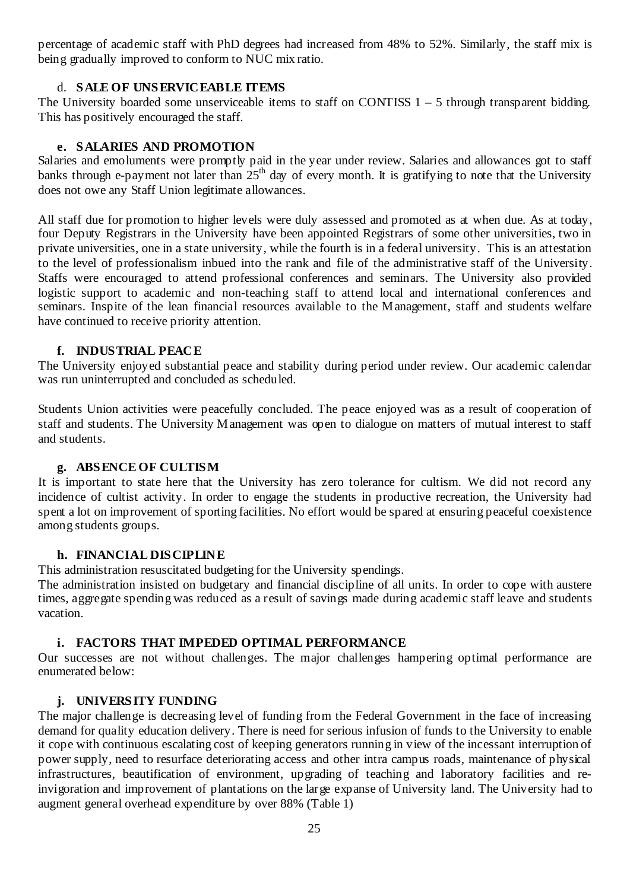percentage of academic staff with PhD degrees had increased from 48% to 52%. Similarly, the staff mix is being gradually improved to conform to NUC mix ratio.

### d. SALE OF UNSERVICEABLE ITEMS

The University boarded some unserviceable items to staff on CONTISS 1 – 5 through transparent bidding. This has positively encouraged the staff.

### e. SALARIES AND PROMOTION

Salaries and emoluments were promptly paid in the year under review. Salaries and allowances got to staff banks through e-payment not later than 25th day of every month. It is gratifying to note that the University does not owe any Staff Union legitimate allowances.

All staff due for promotion to higher levels were duly assessed and promoted as at when due. As at today, four Deputy Registrars in the University have been appointed Registrars of some other universities, two in private universities, one in a state university, while the fourth is in a federal university. This is an attestation to the level of professionalism inbued into the rank and file of the administrative staff of the University. Staffs were encouraged to attend professional conferences and seminars. The University also provided logistic support to academic and non-teaching staff to attend local and international conferences and seminars. Inspite of the lean financial resources available to the Management, staff and students welfare have continued to receive priority attention.

### f. INDUSTRIAL PEACE

The University enjoyed substantial peace and stability during period under review. Our academic calendar was run uninterrupted and concluded as scheduled.

Students Union activities were peacefully concluded. The peace enjoyed was as a result of cooperation of staff and students. The University Management was open to dialogue on matters of mutual interest to staff and students.

### g. ABSENCE OF CULTISM

It is important to state here that the University has zero tolerance for cultism. We did not record any incidence of cultist activity. In order to engage the students in productive recreation, the University had spent a lot on improvement of sporting facilities. No effort would be spared at ensuring peaceful coexistence among students groups.

### h. FINANCIAL DISCIPLINE

This administration resuscitated budgeting for the University spendings.
The administration insisted on budgetary and financial discipline of all units. In order to cope with austere times, aggregate spending was reduced as a result of savings made during academic staff leave and students vacation.

### i. FACTORS THAT IMPEDED OPTIMAL PERFORMANCE

Our successes are not without challenges. The major challenges hampering optimal performance are enumerated below:

### j. UNIVERSITY FUNDING

The major challenge is decreasing level of funding from the Federal Government in the face of increasing demand for quality education delivery. There is need for serious infusion of funds to the University to enable it cope with continuous escalating cost of keeping generators running in view of the incessant interruption of power supply, need to resurface deteriorating access and other intra campus roads, maintenance of physical infrastructures, beautification of environment, upgrading of teaching and laboratory facilities and re-invigoration and improvement of plantations on the large expanse of University land. The University had to augment general overhead expenditure by over 88% (Table 1)